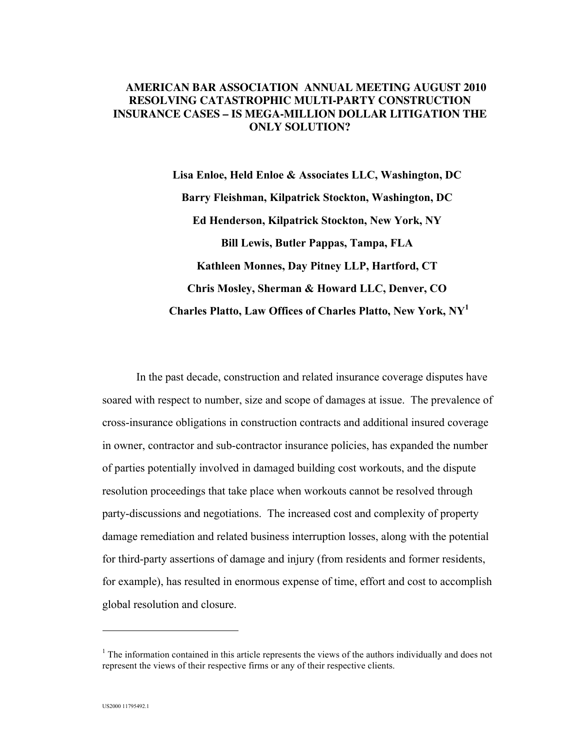# AMERICAN BAR ASSOCIATION ANNUAL MEETING AUGUST 2010 RESOLVING CATASTROPHIC MULTI-PARTY CONSTRUCTION INSURANCE CASES – IS MEGA-MILLION DOLLAR LITIGATION THE ONLY SOLUTION?

**Lisa Enloe, Held Enloe & Associates LLC, Washington, DC**

**Barry Fleishman, Kilpatrick Stockton, Washington, DC**

**Ed Henderson, Kilpatrick Stockton, New York, NY**

**Bill Lewis, Butler Pappas, Tampa, FLA**

**Kathleen Monnes, Day Pitney LLP, Hartford, CT**

**Chris Mosley, Sherman & Howard LLC, Denver, CO**

**Charles Platto, Law Offices of Charles Platto, New York, NY[1]**

In the past decade, construction and related insurance coverage disputes have soared with respect to number, size and scope of damages at issue. The prevalence of cross-insurance obligations in construction contracts and additional insured coverage in owner, contractor and sub-contractor insurance policies, has expanded the number of parties potentially involved in damaged building cost workouts, and the dispute resolution proceedings that take place when workouts cannot be resolved through party-discussions and negotiations. The increased cost and complexity of property damage remediation and related business interruption losses, along with the potential for third-party assertions of damage and injury (from residents and former residents, for example), has resulted in enormous expense of time, effort and cost to accomplish global resolution and closure.

---

[1] The information contained in this article represents the views of the authors individually and does not represent the views of their respective firms or any of their respective clients.

US2000 11795492.1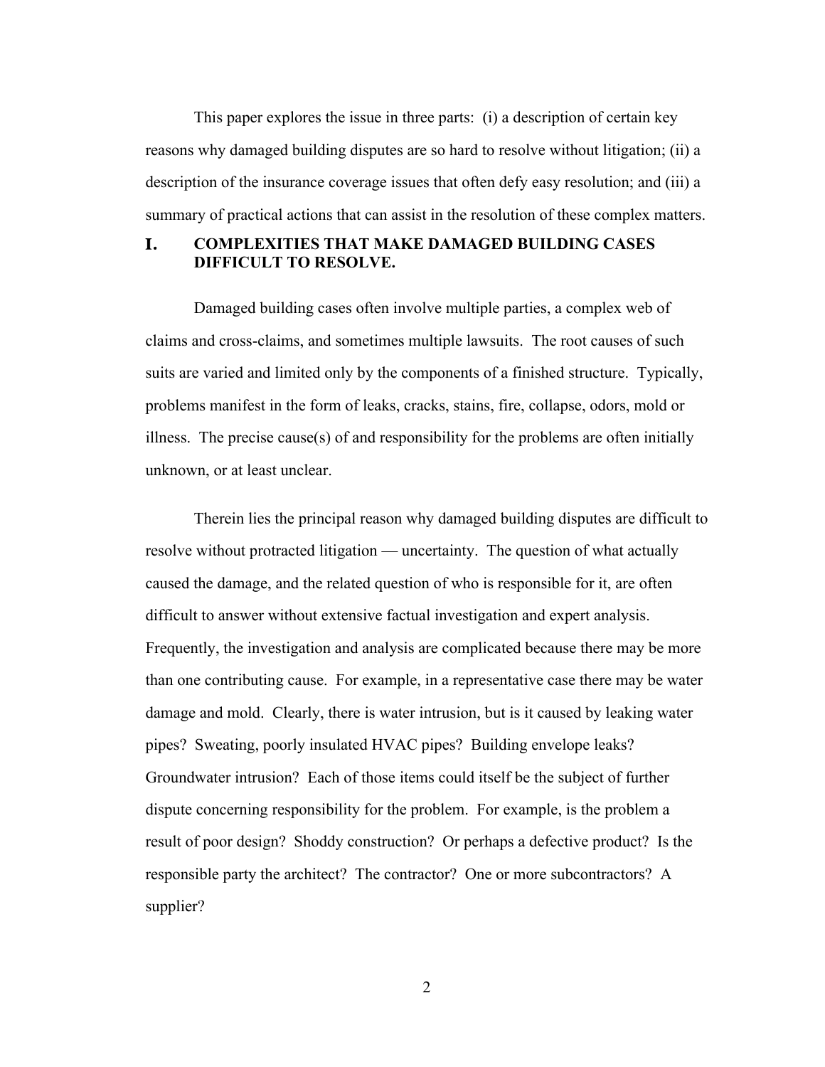This paper explores the issue in three parts: (i) a description of certain key reasons why damaged building disputes are so hard to resolve without litigation; (ii) a description of the insurance coverage issues that often defy easy resolution; and (iii) a summary of practical actions that can assist in the resolution of these complex matters.

## I. COMPLEXITIES THAT MAKE DAMAGED BUILDING CASES DIFFICULT TO RESOLVE.

Damaged building cases often involve multiple parties, a complex web of claims and cross-claims, and sometimes multiple lawsuits. The root causes of such suits are varied and limited only by the components of a finished structure. Typically, problems manifest in the form of leaks, cracks, stains, fire, collapse, odors, mold or illness. The precise cause(s) of and responsibility for the problems are often initially unknown, or at least unclear.

Therein lies the principal reason why damaged building disputes are difficult to resolve without protracted litigation — uncertainty. The question of what actually caused the damage, and the related question of who is responsible for it, are often difficult to answer without extensive factual investigation and expert analysis. Frequently, the investigation and analysis are complicated because there may be more than one contributing cause. For example, in a representative case there may be water damage and mold. Clearly, there is water intrusion, but is it caused by leaking water pipes? Sweating, poorly insulated HVAC pipes? Building envelope leaks? Groundwater intrusion? Each of those items could itself be the subject of further dispute concerning responsibility for the problem. For example, is the problem a result of poor design? Shoddy construction? Or perhaps a defective product? Is the responsible party the architect? The contractor? One or more subcontractors? A supplier?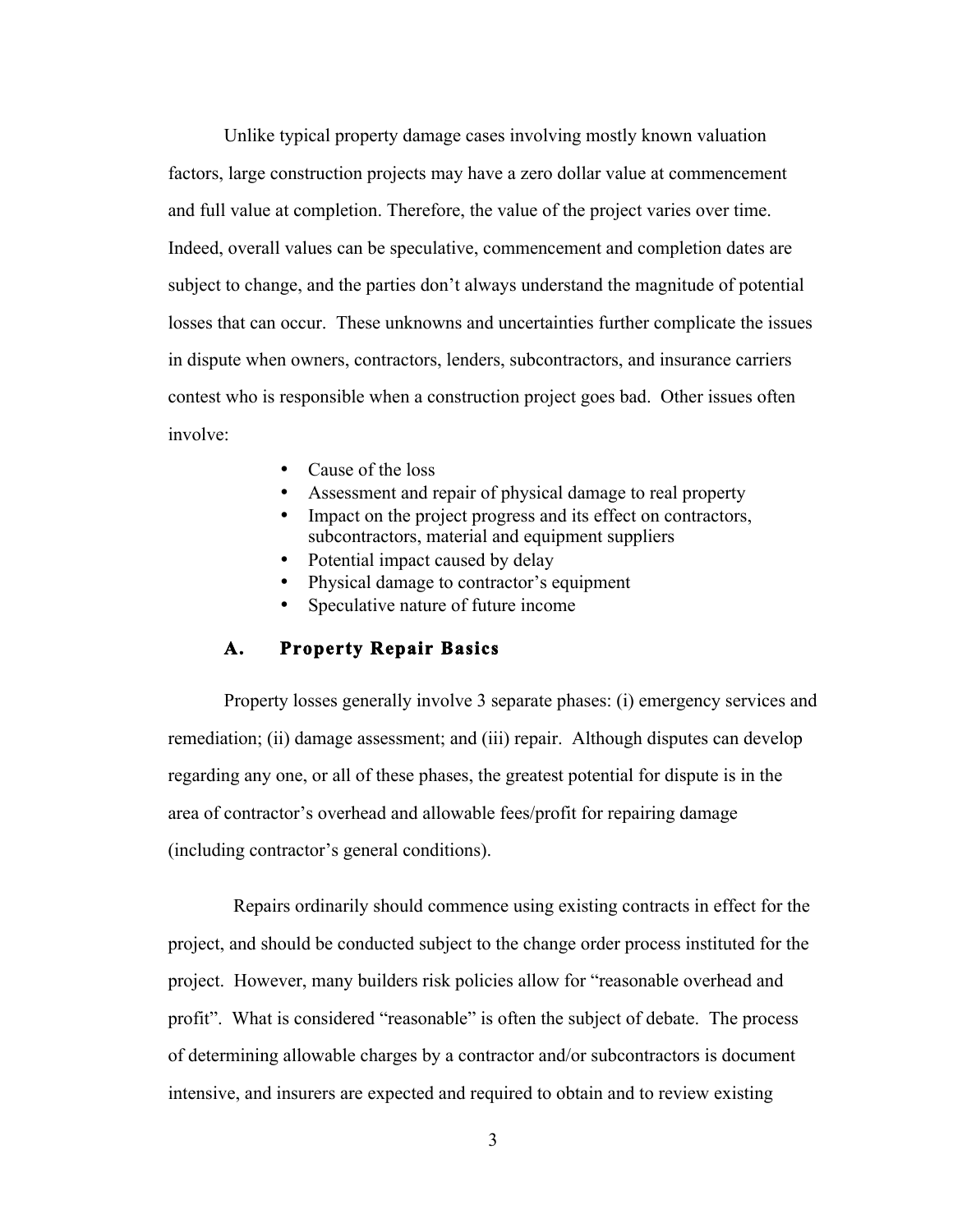Unlike typical property damage cases involving mostly known valuation factors, large construction projects may have a zero dollar value at commencement and full value at completion. Therefore, the value of the project varies over time. Indeed, overall values can be speculative, commencement and completion dates are subject to change, and the parties don't always understand the magnitude of potential losses that can occur. These unknowns and uncertainties further complicate the issues in dispute when owners, contractors, lenders, subcontractors, and insurance carriers contest who is responsible when a construction project goes bad. Other issues often involve:

- Cause of the loss
- Assessment and repair of physical damage to real property
- Impact on the project progress and its effect on contractors, subcontractors, material and equipment suppliers
- Potential impact caused by delay
- Physical damage to contractor's equipment
- Speculative nature of future income

### A. Property Repair Basics

Property losses generally involve 3 separate phases: (i) emergency services and remediation; (ii) damage assessment; and (iii) repair. Although disputes can develop regarding any one, or all of these phases, the greatest potential for dispute is in the area of contractor's overhead and allowable fees/profit for repairing damage (including contractor's general conditions).

Repairs ordinarily should commence using existing contracts in effect for the project, and should be conducted subject to the change order process instituted for the project. However, many builders risk policies allow for "reasonable overhead and profit". What is considered "reasonable" is often the subject of debate. The process of determining allowable charges by a contractor and/or subcontractors is document intensive, and insurers are expected and required to obtain and to review existing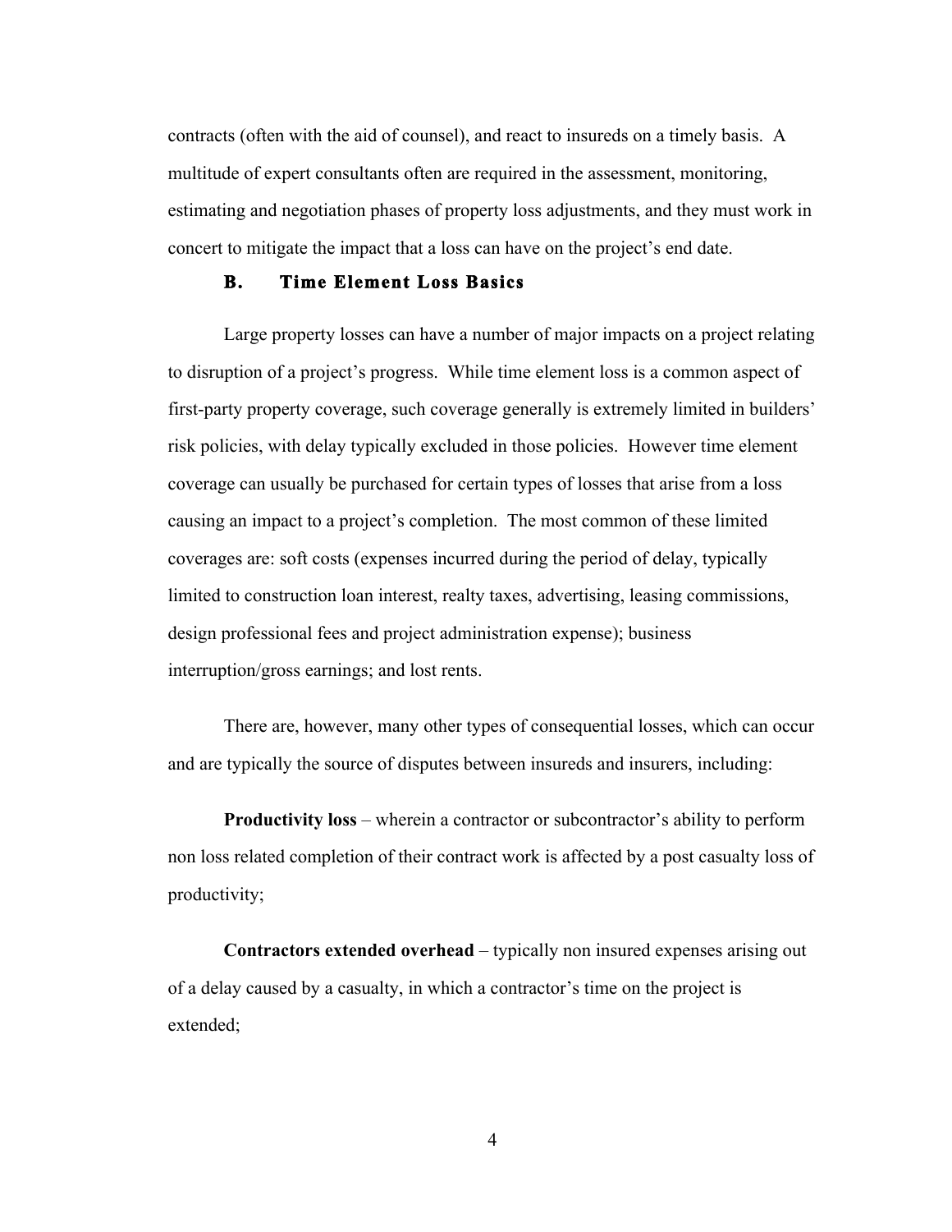contracts (often with the aid of counsel), and react to insureds on a timely basis. A multitude of expert consultants often are required in the assessment, monitoring, estimating and negotiation phases of property loss adjustments, and they must work in concert to mitigate the impact that a loss can have on the project's end date.

### B. Time Element Loss Basics

Large property losses can have a number of major impacts on a project relating to disruption of a project's progress. While time element loss is a common aspect of first-party property coverage, such coverage generally is extremely limited in builders' risk policies, with delay typically excluded in those policies. However time element coverage can usually be purchased for certain types of losses that arise from a loss causing an impact to a project's completion. The most common of these limited coverages are: soft costs (expenses incurred during the period of delay, typically limited to construction loan interest, realty taxes, advertising, leasing commissions, design professional fees and project administration expense); business interruption/gross earnings; and lost rents.

There are, however, many other types of consequential losses, which can occur and are typically the source of disputes between insureds and insurers, including:

**Productivity loss** – wherein a contractor or subcontractor's ability to perform non loss related completion of their contract work is affected by a post casualty loss of productivity;

**Contractors extended overhead** – typically non insured expenses arising out of a delay caused by a casualty, in which a contractor's time on the project is extended;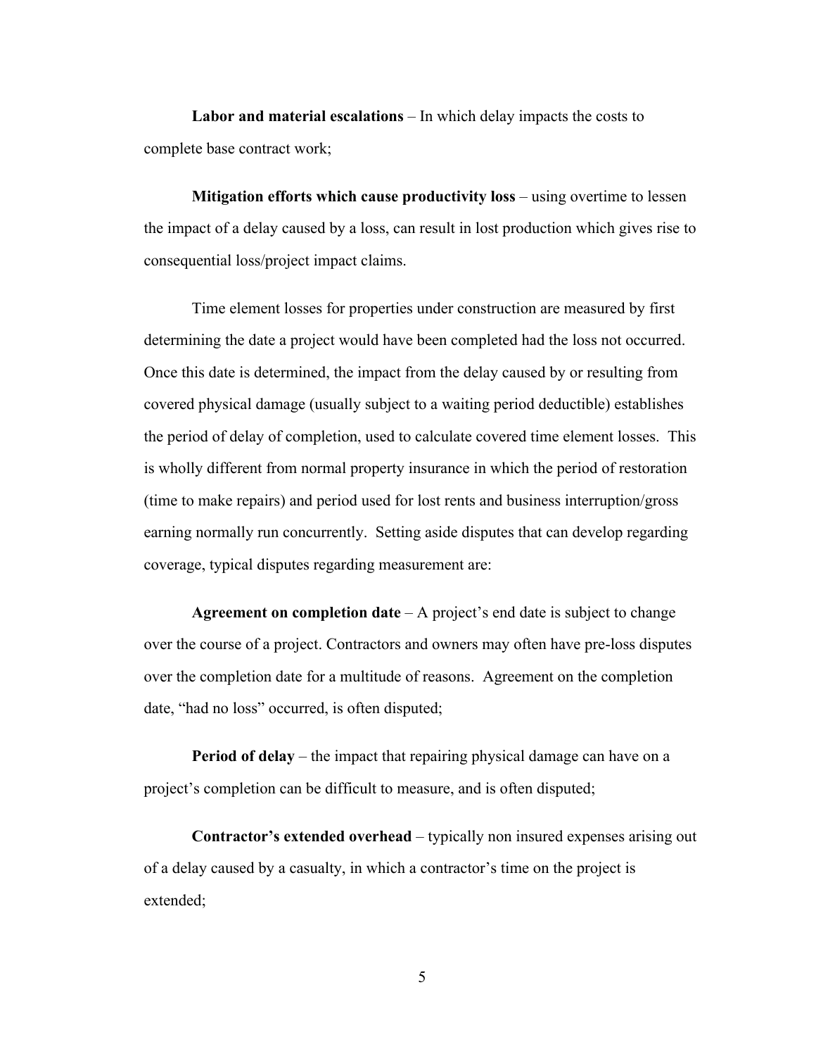**Labor and material escalations** – In which delay impacts the costs to complete base contract work;

**Mitigation efforts which cause productivity loss** – using overtime to lessen the impact of a delay caused by a loss, can result in lost production which gives rise to consequential loss/project impact claims.

Time element losses for properties under construction are measured by first determining the date a project would have been completed had the loss not occurred. Once this date is determined, the impact from the delay caused by or resulting from covered physical damage (usually subject to a waiting period deductible) establishes the period of delay of completion, used to calculate covered time element losses. This is wholly different from normal property insurance in which the period of restoration (time to make repairs) and period used for lost rents and business interruption/gross earning normally run concurrently. Setting aside disputes that can develop regarding coverage, typical disputes regarding measurement are:

**Agreement on completion date** – A project's end date is subject to change over the course of a project. Contractors and owners may often have pre-loss disputes over the completion date for a multitude of reasons. Agreement on the completion date, "had no loss" occurred, is often disputed;

**Period of delay** – the impact that repairing physical damage can have on a project's completion can be difficult to measure, and is often disputed;

**Contractor's extended overhead** – typically non insured expenses arising out of a delay caused by a casualty, in which a contractor's time on the project is extended;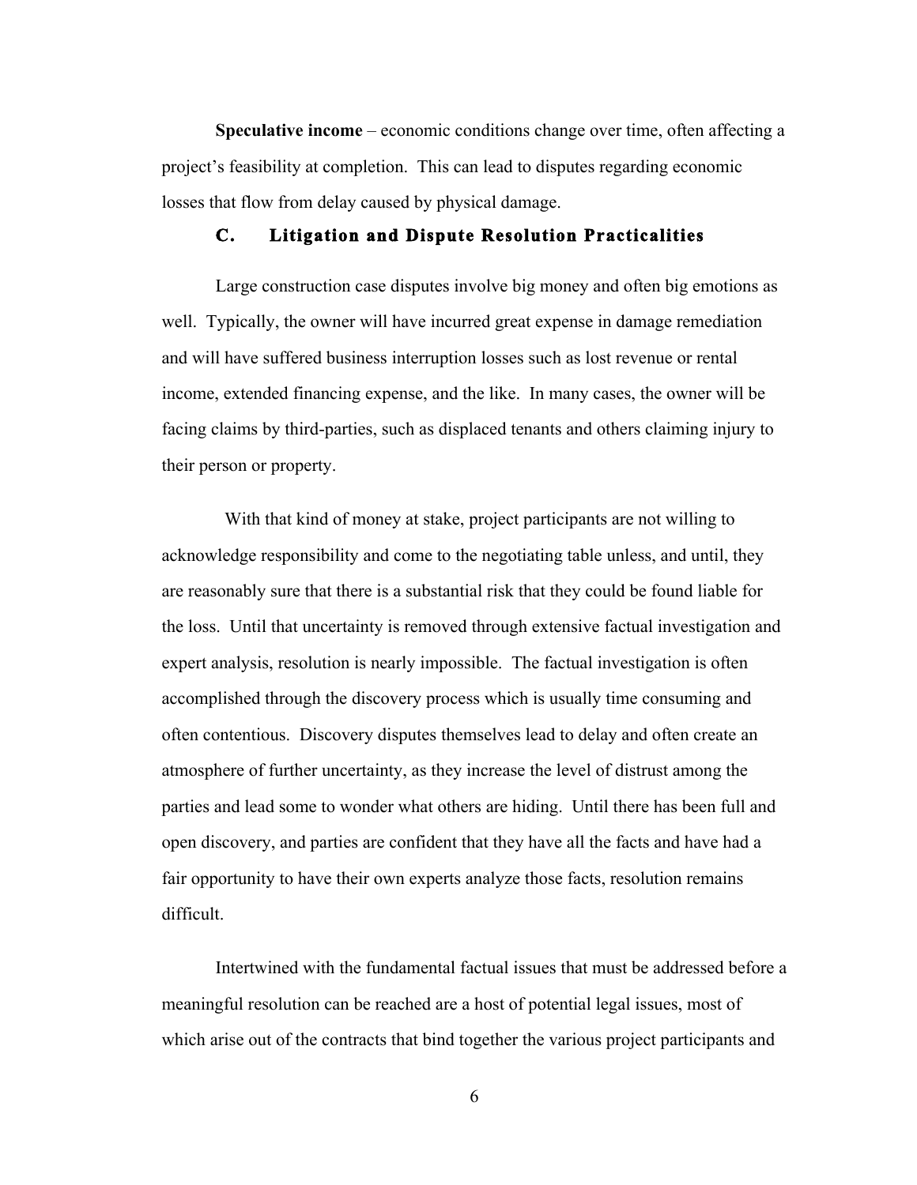**Speculative income** – economic conditions change over time, often affecting a project's feasibility at completion. This can lead to disputes regarding economic losses that flow from delay caused by physical damage.

### C. Litigation and Dispute Resolution Practicalities

Large construction case disputes involve big money and often big emotions as well. Typically, the owner will have incurred great expense in damage remediation and will have suffered business interruption losses such as lost revenue or rental income, extended financing expense, and the like. In many cases, the owner will be facing claims by third-parties, such as displaced tenants and others claiming injury to their person or property.

With that kind of money at stake, project participants are not willing to acknowledge responsibility and come to the negotiating table unless, and until, they are reasonably sure that there is a substantial risk that they could be found liable for the loss. Until that uncertainty is removed through extensive factual investigation and expert analysis, resolution is nearly impossible. The factual investigation is often accomplished through the discovery process which is usually time consuming and often contentious. Discovery disputes themselves lead to delay and often create an atmosphere of further uncertainty, as they increase the level of distrust among the parties and lead some to wonder what others are hiding. Until there has been full and open discovery, and parties are confident that they have all the facts and have had a fair opportunity to have their own experts analyze those facts, resolution remains difficult.

Intertwined with the fundamental factual issues that must be addressed before a meaningful resolution can be reached are a host of potential legal issues, most of which arise out of the contracts that bind together the various project participants and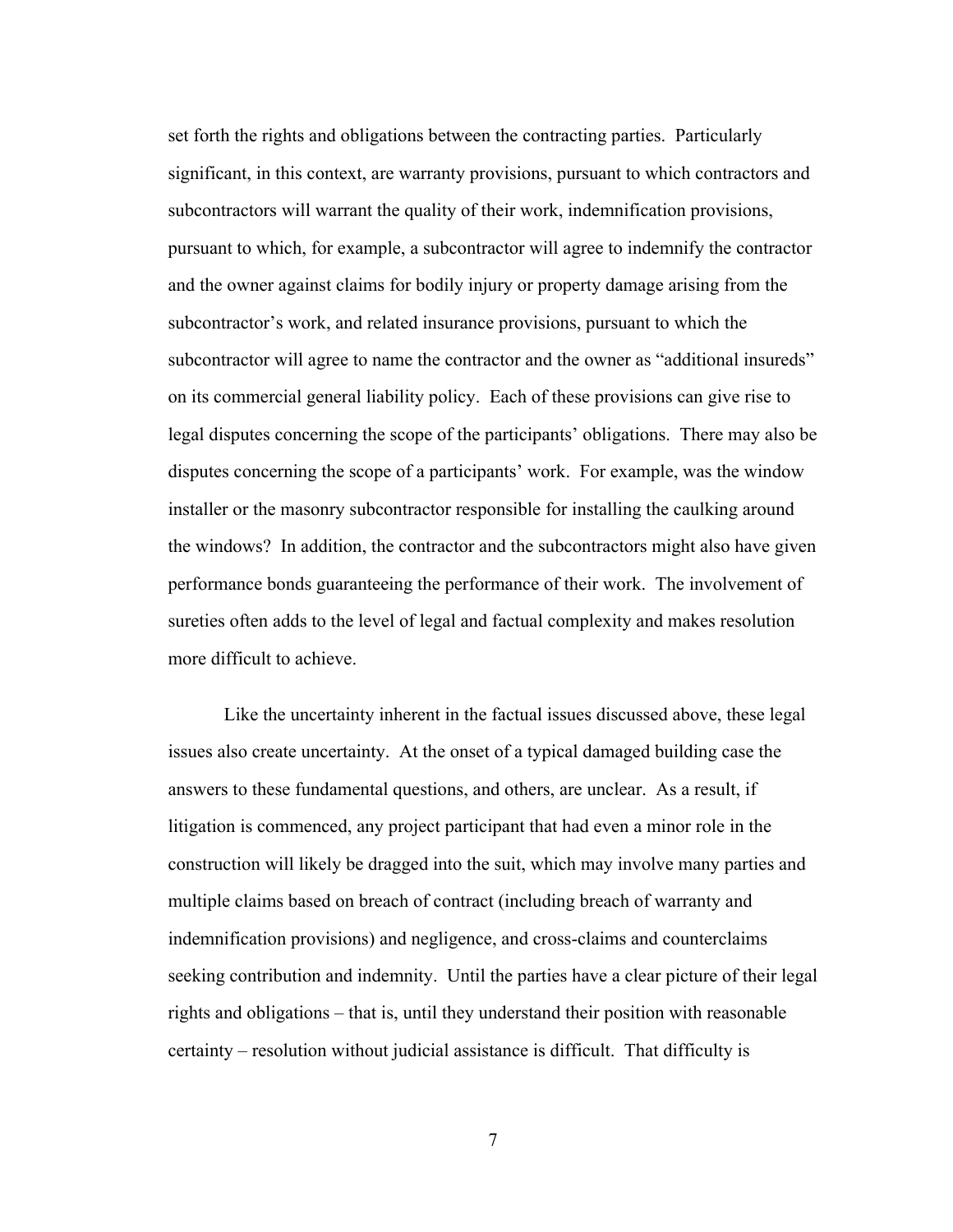set forth the rights and obligations between the contracting parties. Particularly significant, in this context, are warranty provisions, pursuant to which contractors and subcontractors will warrant the quality of their work, indemnification provisions, pursuant to which, for example, a subcontractor will agree to indemnify the contractor and the owner against claims for bodily injury or property damage arising from the subcontractor's work, and related insurance provisions, pursuant to which the subcontractor will agree to name the contractor and the owner as "additional insureds" on its commercial general liability policy. Each of these provisions can give rise to legal disputes concerning the scope of the participants' obligations. There may also be disputes concerning the scope of a participants' work. For example, was the window installer or the masonry subcontractor responsible for installing the caulking around the windows? In addition, the contractor and the subcontractors might also have given performance bonds guaranteeing the performance of their work. The involvement of sureties often adds to the level of legal and factual complexity and makes resolution more difficult to achieve.

Like the uncertainty inherent in the factual issues discussed above, these legal issues also create uncertainty. At the onset of a typical damaged building case the answers to these fundamental questions, and others, are unclear. As a result, if litigation is commenced, any project participant that had even a minor role in the construction will likely be dragged into the suit, which may involve many parties and multiple claims based on breach of contract (including breach of warranty and indemnification provisions) and negligence, and cross-claims and counterclaims seeking contribution and indemnity. Until the parties have a clear picture of their legal rights and obligations – that is, until they understand their position with reasonable certainty – resolution without judicial assistance is difficult. That difficulty is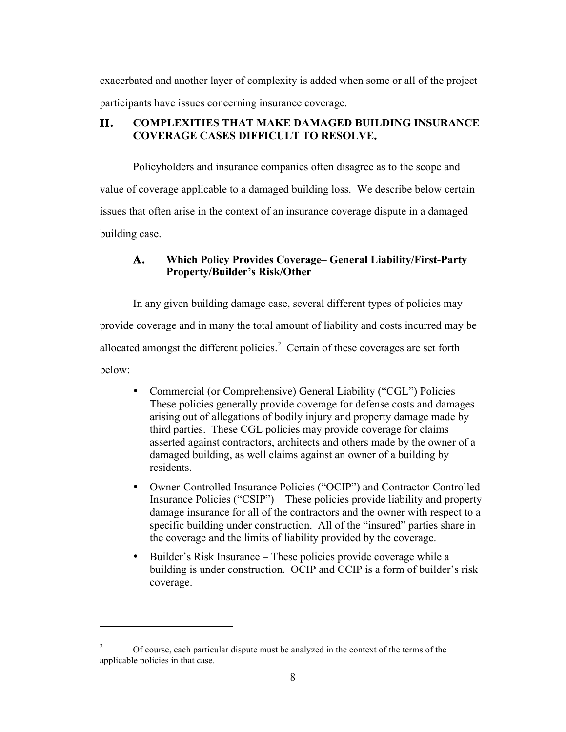exacerbated and another layer of complexity is added when some or all of the project participants have issues concerning insurance coverage.

## II. COMPLEXITIES THAT MAKE DAMAGED BUILDING INSURANCE COVERAGE CASES DIFFICULT TO RESOLVE.

Policyholders and insurance companies often disagree as to the scope and value of coverage applicable to a damaged building loss. We describe below certain issues that often arise in the context of an insurance coverage dispute in a damaged building case.

### A. Which Policy Provides Coverage– General Liability/First-Party Property/Builder's Risk/Other

In any given building damage case, several different types of policies may provide coverage and in many the total amount of liability and costs incurred may be allocated amongst the different policies.[2] Certain of these coverages are set forth below:

- Commercial (or Comprehensive) General Liability ("CGL") Policies – These policies generally provide coverage for defense costs and damages arising out of allegations of bodily injury and property damage made by third parties. These CGL policies may provide coverage for claims asserted against contractors, architects and others made by the owner of a damaged building, as well claims against an owner of a building by residents.
- Owner-Controlled Insurance Policies ("OCIP") and Contractor-Controlled Insurance Policies ("CSIP") – These policies provide liability and property damage insurance for all of the contractors and the owner with respect to a specific building under construction. All of the "insured" parties share in the coverage and the limits of liability provided by the coverage.
- Builder's Risk Insurance – These policies provide coverage while a building is under construction. OCIP and CCIP is a form of builder's risk coverage.

---

[2] Of course, each particular dispute must be analyzed in the context of the terms of the applicable policies in that case.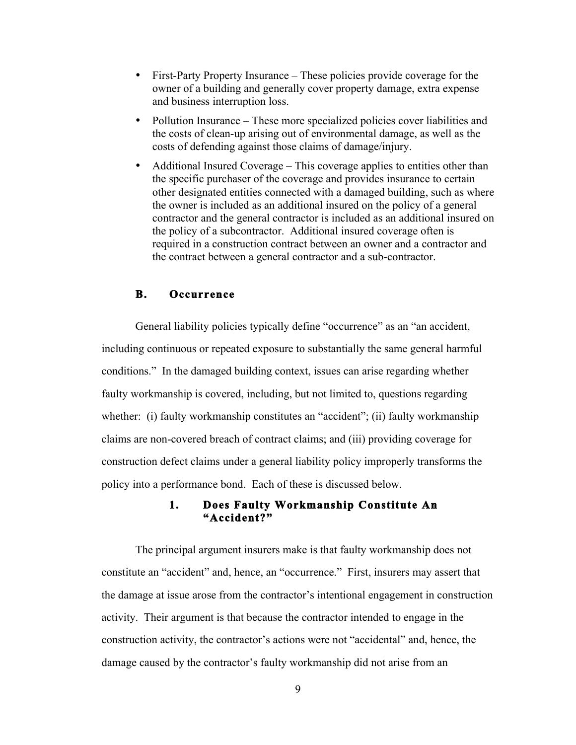- First-Party Property Insurance – These policies provide coverage for the owner of a building and generally cover property damage, extra expense and business interruption loss.
- Pollution Insurance – These more specialized policies cover liabilities and the costs of clean-up arising out of environmental damage, as well as the costs of defending against those claims of damage/injury.
- Additional Insured Coverage – This coverage applies to entities other than the specific purchaser of the coverage and provides insurance to certain other designated entities connected with a damaged building, such as where the owner is included as an additional insured on the policy of a general contractor and the general contractor is included as an additional insured on the policy of a subcontractor. Additional insured coverage often is required in a construction contract between an owner and a contractor and the contract between a general contractor and a sub-contractor.

## B. Occurrence

General liability policies typically define "occurrence" as an "an accident, including continuous or repeated exposure to substantially the same general harmful conditions." In the damaged building context, issues can arise regarding whether faulty workmanship is covered, including, but not limited to, questions regarding whether: (i) faulty workmanship constitutes an "accident"; (ii) faulty workmanship claims are non-covered breach of contract claims; and (iii) providing coverage for construction defect claims under a general liability policy improperly transforms the policy into a performance bond. Each of these is discussed below.

### 1. Does Faulty Workmanship Constitute An "Accident?"

The principal argument insurers make is that faulty workmanship does not constitute an "accident" and, hence, an "occurrence." First, insurers may assert that the damage at issue arose from the contractor's intentional engagement in construction activity. Their argument is that because the contractor intended to engage in the construction activity, the contractor's actions were not "accidental" and, hence, the damage caused by the contractor's faulty workmanship did not arise from an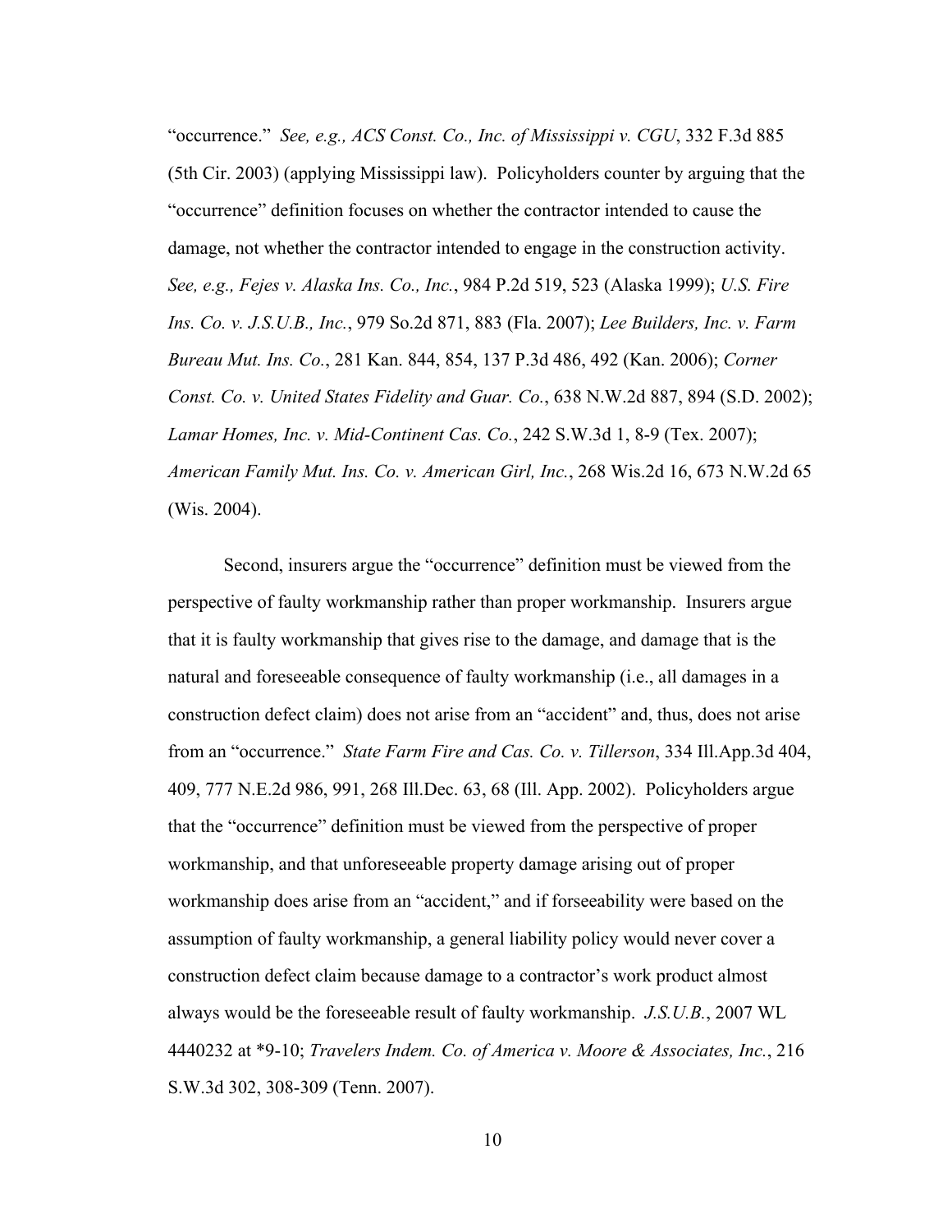"occurrence." *See, e.g., ACS Const. Co., Inc. of Mississippi v. CGU*, 332 F.3d 885 (5th Cir. 2003) (applying Mississippi law). Policyholders counter by arguing that the "occurrence" definition focuses on whether the contractor intended to cause the damage, not whether the contractor intended to engage in the construction activity. *See, e.g., Fejes v. Alaska Ins. Co., Inc.*, 984 P.2d 519, 523 (Alaska 1999); *U.S. Fire Ins. Co. v. J.S.U.B., Inc.*, 979 So.2d 871, 883 (Fla. 2007); *Lee Builders, Inc. v. Farm Bureau Mut. Ins. Co.*, 281 Kan. 844, 854, 137 P.3d 486, 492 (Kan. 2006); *Corner Const. Co. v. United States Fidelity and Guar. Co.*, 638 N.W.2d 887, 894 (S.D. 2002); *Lamar Homes, Inc. v. Mid-Continent Cas. Co.*, 242 S.W.3d 1, 8-9 (Tex. 2007); *American Family Mut. Ins. Co. v. American Girl, Inc.*, 268 Wis.2d 16, 673 N.W.2d 65 (Wis. 2004).

Second, insurers argue the "occurrence" definition must be viewed from the perspective of faulty workmanship rather than proper workmanship. Insurers argue that it is faulty workmanship that gives rise to the damage, and damage that is the natural and foreseeable consequence of faulty workmanship (i.e., all damages in a construction defect claim) does not arise from an "accident" and, thus, does not arise from an "occurrence." *State Farm Fire and Cas. Co. v. Tillerson*, 334 Ill.App.3d 404, 409, 777 N.E.2d 986, 991, 268 Ill.Dec. 63, 68 (Ill. App. 2002). Policyholders argue that the "occurrence" definition must be viewed from the perspective of proper workmanship, and that unforeseeable property damage arising out of proper workmanship does arise from an "accident," and if forseeability were based on the assumption of faulty workmanship, a general liability policy would never cover a construction defect claim because damage to a contractor's work product almost always would be the foreseeable result of faulty workmanship. *J.S.U.B.*, 2007 WL 4440232 at *9-10; *Travelers Indem. Co. of America v. Moore & Associates, Inc.*, 216 S.W.3d 302, 308-309 (Tenn. 2007).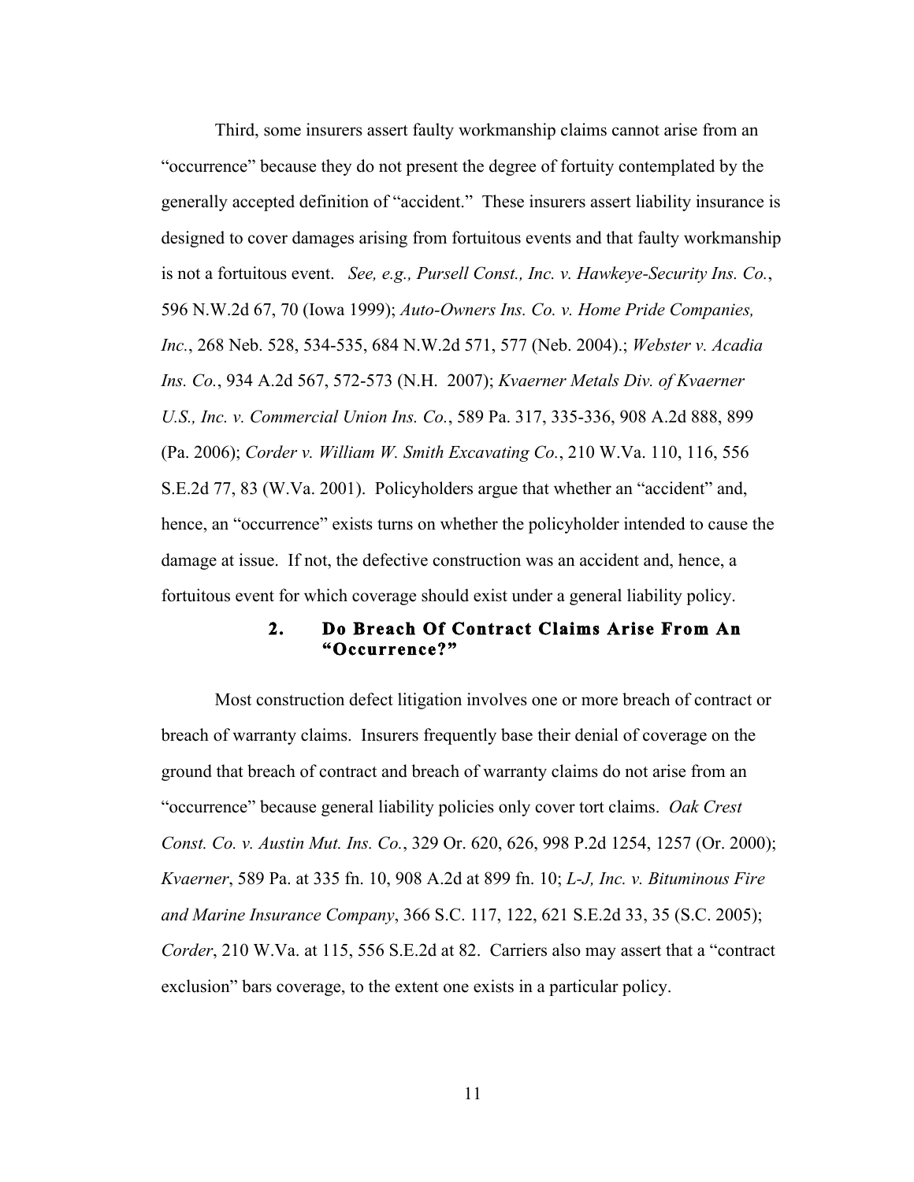Third, some insurers assert faulty workmanship claims cannot arise from an "occurrence" because they do not present the degree of fortuity contemplated by the generally accepted definition of "accident." These insurers assert liability insurance is designed to cover damages arising from fortuitous events and that faulty workmanship is not a fortuitous event. *See, e.g., Pursell Const., Inc. v. Hawkeye-Security Ins. Co.*, 596 N.W.2d 67, 70 (Iowa 1999); *Auto-Owners Ins. Co. v. Home Pride Companies, Inc.*, 268 Neb. 528, 534-535, 684 N.W.2d 571, 577 (Neb. 2004).; *Webster v. Acadia Ins. Co.*, 934 A.2d 567, 572-573 (N.H. 2007); *Kvaerner Metals Div. of Kvaerner U.S., Inc. v. Commercial Union Ins. Co.*, 589 Pa. 317, 335-336, 908 A.2d 888, 899 (Pa. 2006); *Corder v. William W. Smith Excavating Co.*, 210 W.Va. 110, 116, 556 S.E.2d 77, 83 (W.Va. 2001). Policyholders argue that whether an "accident" and, hence, an "occurrence" exists turns on whether the policyholder intended to cause the damage at issue. If not, the defective construction was an accident and, hence, a fortuitous event for which coverage should exist under a general liability policy.

### 2. Do Breach Of Contract Claims Arise From An "Occurrence?"

Most construction defect litigation involves one or more breach of contract or breach of warranty claims. Insurers frequently base their denial of coverage on the ground that breach of contract and breach of warranty claims do not arise from an "occurrence" because general liability policies only cover tort claims. *Oak Crest Const. Co. v. Austin Mut. Ins. Co.*, 329 Or. 620, 626, 998 P.2d 1254, 1257 (Or. 2000); *Kvaerner*, 589 Pa. at 335 fn. 10, 908 A.2d at 899 fn. 10; *L-J, Inc. v. Bituminous Fire and Marine Insurance Company*, 366 S.C. 117, 122, 621 S.E.2d 33, 35 (S.C. 2005); *Corder*, 210 W.Va. at 115, 556 S.E.2d at 82. Carriers also may assert that a "contract exclusion" bars coverage, to the extent one exists in a particular policy.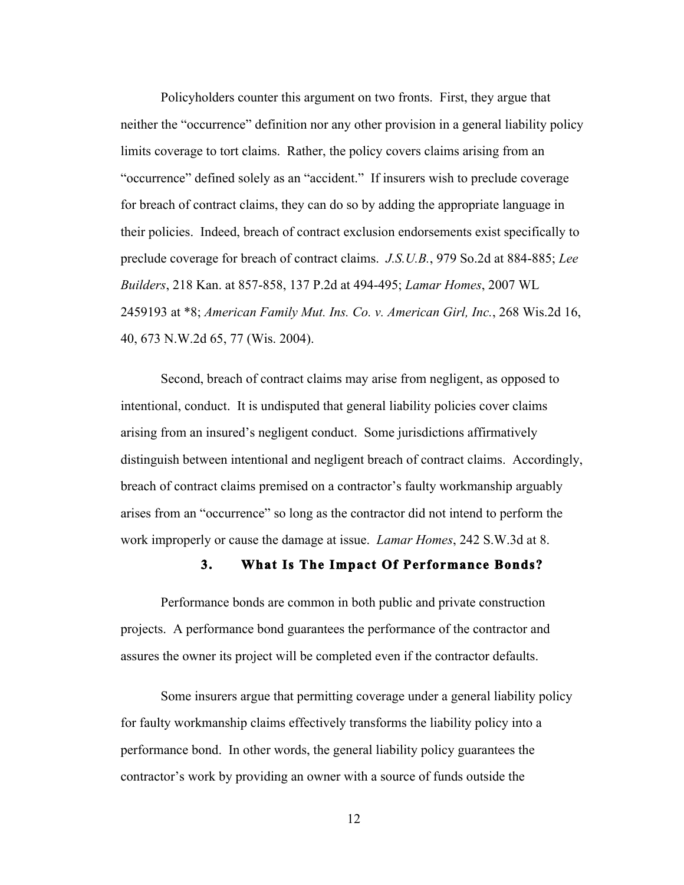Policyholders counter this argument on two fronts. First, they argue that neither the "occurrence" definition nor any other provision in a general liability policy limits coverage to tort claims. Rather, the policy covers claims arising from an "occurrence" defined solely as an "accident." If insurers wish to preclude coverage for breach of contract claims, they can do so by adding the appropriate language in their policies. Indeed, breach of contract exclusion endorsements exist specifically to preclude coverage for breach of contract claims. *J.S.U.B.*, 979 So.2d at 884-885; *Lee Builders*, 218 Kan. at 857-858, 137 P.2d at 494-495; *Lamar Homes*, 2007 WL 2459193 at *8; *American Family Mut. Ins. Co. v. American Girl, Inc.*, 268 Wis.2d 16, 40, 673 N.W.2d 65, 77 (Wis. 2004).

Second, breach of contract claims may arise from negligent, as opposed to intentional, conduct. It is undisputed that general liability policies cover claims arising from an insured's negligent conduct. Some jurisdictions affirmatively distinguish between intentional and negligent breach of contract claims. Accordingly, breach of contract claims premised on a contractor's faulty workmanship arguably arises from an "occurrence" so long as the contractor did not intend to perform the work improperly or cause the damage at issue. *Lamar Homes*, 242 S.W.3d at 8.

### 3. What Is The Impact Of Performance Bonds?

Performance bonds are common in both public and private construction projects. A performance bond guarantees the performance of the contractor and assures the owner its project will be completed even if the contractor defaults.

Some insurers argue that permitting coverage under a general liability policy for faulty workmanship claims effectively transforms the liability policy into a performance bond. In other words, the general liability policy guarantees the contractor's work by providing an owner with a source of funds outside the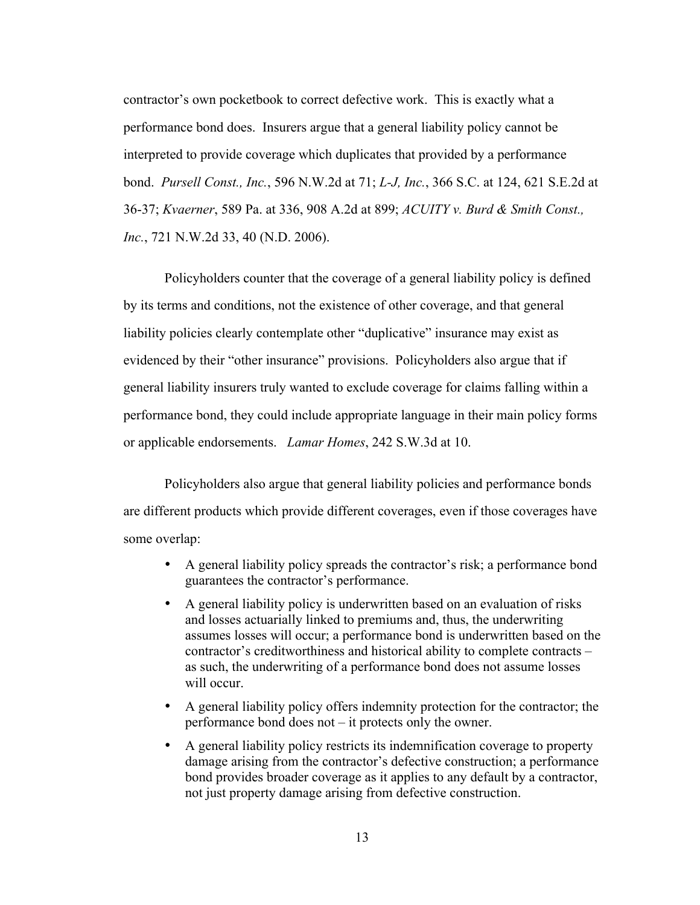contractor's own pocketbook to correct defective work. This is exactly what a performance bond does. Insurers argue that a general liability policy cannot be interpreted to provide coverage which duplicates that provided by a performance bond. *Pursell Const., Inc.*, 596 N.W.2d at 71; *L-J, Inc.*, 366 S.C. at 124, 621 S.E.2d at 36-37; *Kvaerner*, 589 Pa. at 336, 908 A.2d at 899; *ACUITY v. Burd & Smith Const., Inc.*, 721 N.W.2d 33, 40 (N.D. 2006).

Policyholders counter that the coverage of a general liability policy is defined by its terms and conditions, not the existence of other coverage, and that general liability policies clearly contemplate other "duplicative" insurance may exist as evidenced by their "other insurance" provisions. Policyholders also argue that if general liability insurers truly wanted to exclude coverage for claims falling within a performance bond, they could include appropriate language in their main policy forms or applicable endorsements. *Lamar Homes*, 242 S.W.3d at 10.

Policyholders also argue that general liability policies and performance bonds are different products which provide different coverages, even if those coverages have some overlap:

- A general liability policy spreads the contractor's risk; a performance bond guarantees the contractor's performance.
- A general liability policy is underwritten based on an evaluation of risks and losses actuarially linked to premiums and, thus, the underwriting assumes losses will occur; a performance bond is underwritten based on the contractor's creditworthiness and historical ability to complete contracts – as such, the underwriting of a performance bond does not assume losses will occur.
- A general liability policy offers indemnity protection for the contractor; the performance bond does not – it protects only the owner.
- A general liability policy restricts its indemnification coverage to property damage arising from the contractor's defective construction; a performance bond provides broader coverage as it applies to any default by a contractor, not just property damage arising from defective construction.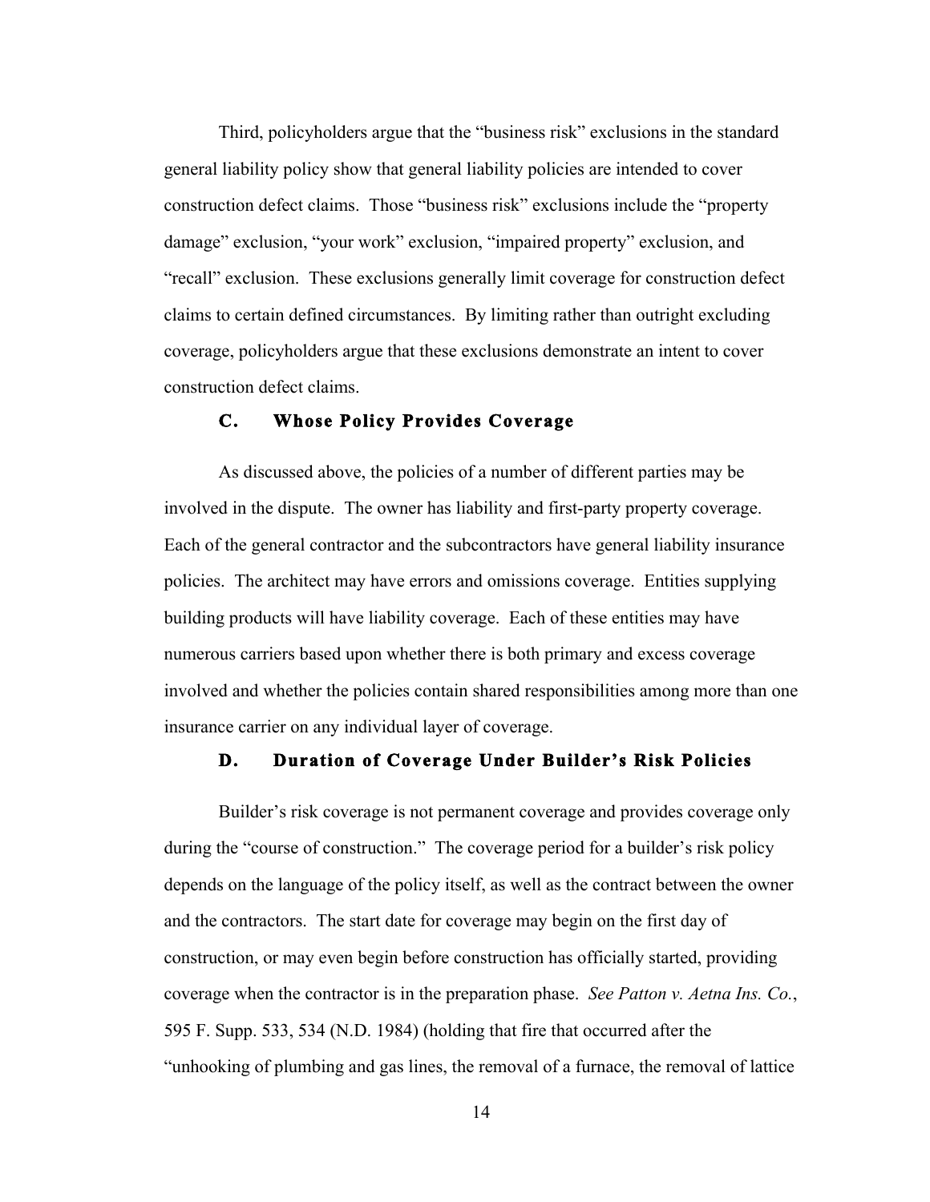Third, policyholders argue that the "business risk" exclusions in the standard general liability policy show that general liability policies are intended to cover construction defect claims. Those "business risk" exclusions include the "property damage" exclusion, "your work" exclusion, "impaired property" exclusion, and "recall" exclusion. These exclusions generally limit coverage for construction defect claims to certain defined circumstances. By limiting rather than outright excluding coverage, policyholders argue that these exclusions demonstrate an intent to cover construction defect claims.

### C. Whose Policy Provides Coverage

As discussed above, the policies of a number of different parties may be involved in the dispute. The owner has liability and first-party property coverage. Each of the general contractor and the subcontractors have general liability insurance policies. The architect may have errors and omissions coverage. Entities supplying building products will have liability coverage. Each of these entities may have numerous carriers based upon whether there is both primary and excess coverage involved and whether the policies contain shared responsibilities among more than one insurance carrier on any individual layer of coverage.

### D. Duration of Coverage Under Builder's Risk Policies

Builder's risk coverage is not permanent coverage and provides coverage only during the "course of construction." The coverage period for a builder's risk policy depends on the language of the policy itself, as well as the contract between the owner and the contractors. The start date for coverage may begin on the first day of construction, or may even begin before construction has officially started, providing coverage when the contractor is in the preparation phase. *See Patton v. Aetna Ins. Co.*, 595 F. Supp. 533, 534 (N.D. 1984) (holding that fire that occurred after the "unhooking of plumbing and gas lines, the removal of a furnace, the removal of lattice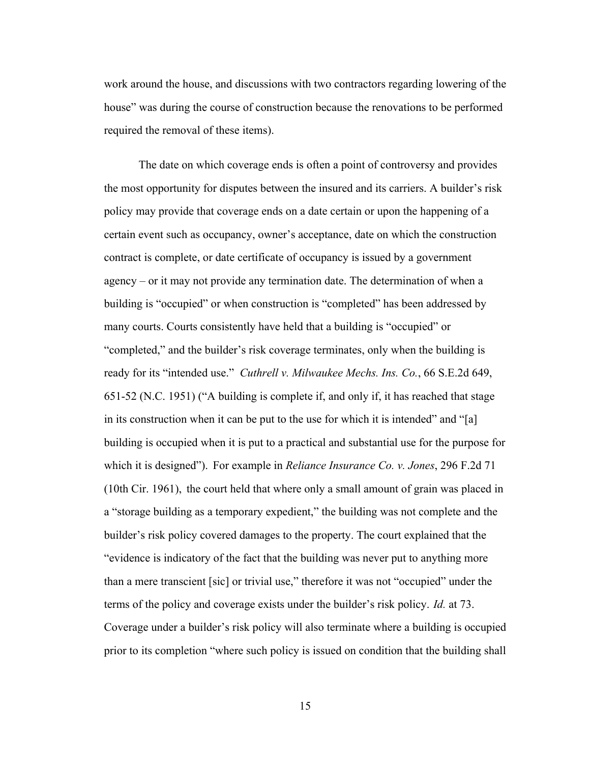work around the house, and discussions with two contractors regarding lowering of the house" was during the course of construction because the renovations to be performed required the removal of these items).

The date on which coverage ends is often a point of controversy and provides the most opportunity for disputes between the insured and its carriers. A builder's risk policy may provide that coverage ends on a date certain or upon the happening of a certain event such as occupancy, owner's acceptance, date on which the construction contract is complete, or date certificate of occupancy is issued by a government agency – or it may not provide any termination date. The determination of when a building is "occupied" or when construction is "completed" has been addressed by many courts. Courts consistently have held that a building is "occupied" or "completed," and the builder's risk coverage terminates, only when the building is ready for its "intended use." *Cuthrell v. Milwaukee Mechs. Ins. Co.*, 66 S.E.2d 649, 651-52 (N.C. 1951) ("A building is complete if, and only if, it has reached that stage in its construction when it can be put to the use for which it is intended" and "[a] building is occupied when it is put to a practical and substantial use for the purpose for which it is designed"). For example in *Reliance Insurance Co. v. Jones*, 296 F.2d 71 (10th Cir. 1961), the court held that where only a small amount of grain was placed in a "storage building as a temporary expedient," the building was not complete and the builder's risk policy covered damages to the property. The court explained that the "evidence is indicatory of the fact that the building was never put to anything more than a mere transcient [sic] or trivial use," therefore it was not "occupied" under the terms of the policy and coverage exists under the builder's risk policy. *Id.* at 73. Coverage under a builder's risk policy will also terminate where a building is occupied prior to its completion "where such policy is issued on condition that the building shall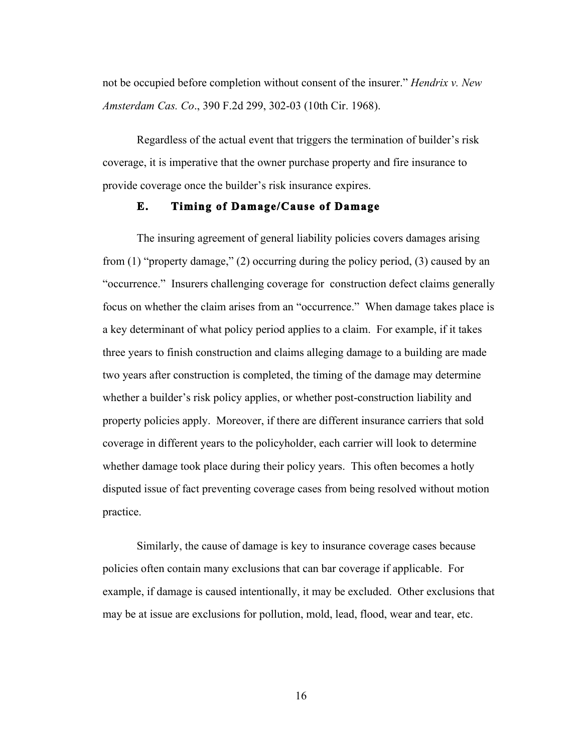not be occupied before completion without consent of the insurer." *Hendrix v. New Amsterdam Cas. Co*., 390 F.2d 299, 302-03 (10th Cir. 1968).

Regardless of the actual event that triggers the termination of builder's risk coverage, it is imperative that the owner purchase property and fire insurance to provide coverage once the builder's risk insurance expires.

### E. Timing of Damage/Cause of Damage

The insuring agreement of general liability policies covers damages arising from (1) "property damage," (2) occurring during the policy period, (3) caused by an "occurrence." Insurers challenging coverage for construction defect claims generally focus on whether the claim arises from an "occurrence." When damage takes place is a key determinant of what policy period applies to a claim. For example, if it takes three years to finish construction and claims alleging damage to a building are made two years after construction is completed, the timing of the damage may determine whether a builder's risk policy applies, or whether post-construction liability and property policies apply. Moreover, if there are different insurance carriers that sold coverage in different years to the policyholder, each carrier will look to determine whether damage took place during their policy years. This often becomes a hotly disputed issue of fact preventing coverage cases from being resolved without motion practice.

Similarly, the cause of damage is key to insurance coverage cases because policies often contain many exclusions that can bar coverage if applicable. For example, if damage is caused intentionally, it may be excluded. Other exclusions that may be at issue are exclusions for pollution, mold, lead, flood, wear and tear, etc.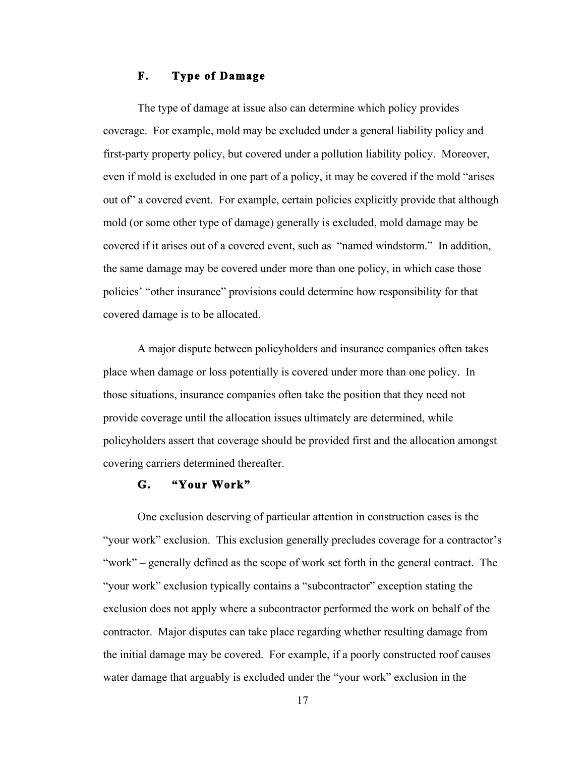### F. Type of Damage

The type of damage at issue also can determine which policy provides coverage. For example, mold may be excluded under a general liability policy and first-party property policy, but covered under a pollution liability policy. Moreover, even if mold is excluded in one part of a policy, it may be covered if the mold "arises out of" a covered event. For example, certain policies explicitly provide that although mold (or some other type of damage) generally is excluded, mold damage may be covered if it arises out of a covered event, such as "named windstorm." In addition, the same damage may be covered under more than one policy, in which case those policies' "other insurance" provisions could determine how responsibility for that covered damage is to be allocated.

A major dispute between policyholders and insurance companies often takes place when damage or loss potentially is covered under more than one policy. In those situations, insurance companies often take the position that they need not provide coverage until the allocation issues ultimately are determined, while policyholders assert that coverage should be provided first and the allocation amongst covering carriers determined thereafter.

### G. "Your Work"

One exclusion deserving of particular attention in construction cases is the "your work" exclusion. This exclusion generally precludes coverage for a contractor's "work" – generally defined as the scope of work set forth in the general contract. The "your work" exclusion typically contains a "subcontractor" exception stating the exclusion does not apply where a subcontractor performed the work on behalf of the contractor. Major disputes can take place regarding whether resulting damage from the initial damage may be covered. For example, if a poorly constructed roof causes water damage that arguably is excluded under the "your work" exclusion in the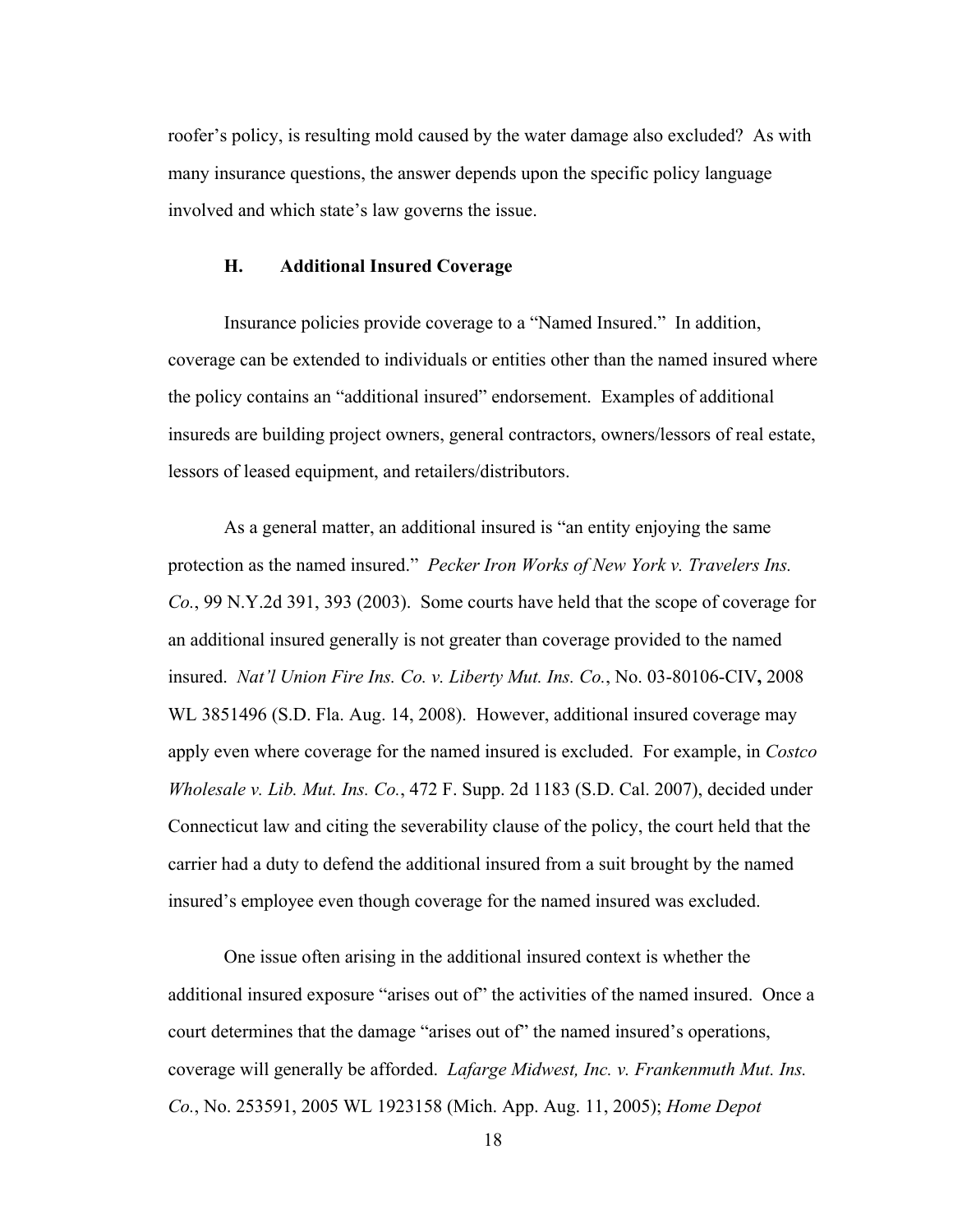roofer's policy, is resulting mold caused by the water damage also excluded? As with many insurance questions, the answer depends upon the specific policy language involved and which state's law governs the issue.

### H. Additional Insured Coverage

Insurance policies provide coverage to a "Named Insured." In addition, coverage can be extended to individuals or entities other than the named insured where the policy contains an "additional insured" endorsement. Examples of additional insureds are building project owners, general contractors, owners/lessors of real estate, lessors of leased equipment, and retailers/distributors.

As a general matter, an additional insured is "an entity enjoying the same protection as the named insured." *Pecker Iron Works of New York v. Travelers Ins. Co.*, 99 N.Y.2d 391, 393 (2003). Some courts have held that the scope of coverage for an additional insured generally is not greater than coverage provided to the named insured. *Nat'l Union Fire Ins. Co. v. Liberty Mut. Ins. Co.*, No. 03-80106-CIV**,** 2008 WL 3851496 (S.D. Fla. Aug. 14, 2008). However, additional insured coverage may apply even where coverage for the named insured is excluded. For example, in *Costco Wholesale v. Lib. Mut. Ins. Co.*, 472 F. Supp. 2d 1183 (S.D. Cal. 2007), decided under Connecticut law and citing the severability clause of the policy, the court held that the carrier had a duty to defend the additional insured from a suit brought by the named insured's employee even though coverage for the named insured was excluded.

One issue often arising in the additional insured context is whether the additional insured exposure "arises out of" the activities of the named insured. Once a court determines that the damage "arises out of" the named insured's operations, coverage will generally be afforded. *Lafarge Midwest, Inc. v. Frankenmuth Mut. Ins. Co.*, No. 253591, 2005 WL 1923158 (Mich. App. Aug. 11, 2005); *Home Depot*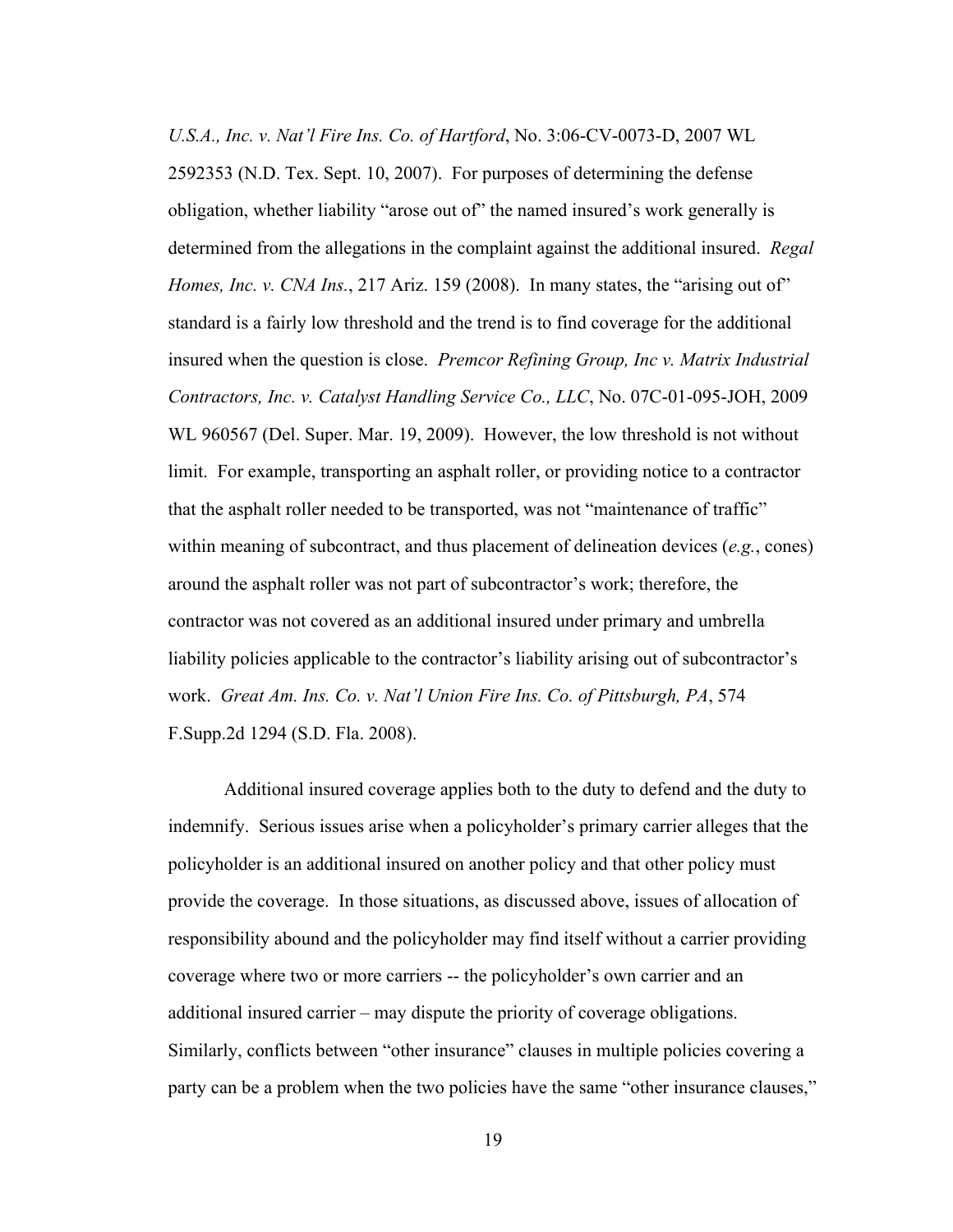*U.S.A., Inc. v. Nat'l Fire Ins. Co. of Hartford*, No. 3:06-CV-0073-D, 2007 WL 2592353 (N.D. Tex. Sept. 10, 2007). For purposes of determining the defense obligation, whether liability "arose out of" the named insured's work generally is determined from the allegations in the complaint against the additional insured. *Regal Homes, Inc. v. CNA Ins.*, 217 Ariz. 159 (2008). In many states, the "arising out of" standard is a fairly low threshold and the trend is to find coverage for the additional insured when the question is close. *Premcor Refining Group, Inc v. Matrix Industrial Contractors, Inc. v. Catalyst Handling Service Co., LLC*, No. 07C-01-095-JOH, 2009 WL 960567 (Del. Super. Mar. 19, 2009). However, the low threshold is not without limit. For example, transporting an asphalt roller, or providing notice to a contractor that the asphalt roller needed to be transported, was not "maintenance of traffic" within meaning of subcontract, and thus placement of delineation devices (*e.g.*, cones) around the asphalt roller was not part of subcontractor's work; therefore, the contractor was not covered as an additional insured under primary and umbrella liability policies applicable to the contractor's liability arising out of subcontractor's work. *Great Am. Ins. Co. v. Nat'l Union Fire Ins. Co. of Pittsburgh, PA*, 574 F.Supp.2d 1294 (S.D. Fla. 2008).

Additional insured coverage applies both to the duty to defend and the duty to indemnify. Serious issues arise when a policyholder's primary carrier alleges that the policyholder is an additional insured on another policy and that other policy must provide the coverage. In those situations, as discussed above, issues of allocation of responsibility abound and the policyholder may find itself without a carrier providing coverage where two or more carriers -- the policyholder's own carrier and an additional insured carrier – may dispute the priority of coverage obligations. Similarly, conflicts between "other insurance" clauses in multiple policies covering a party can be a problem when the two policies have the same "other insurance clauses,"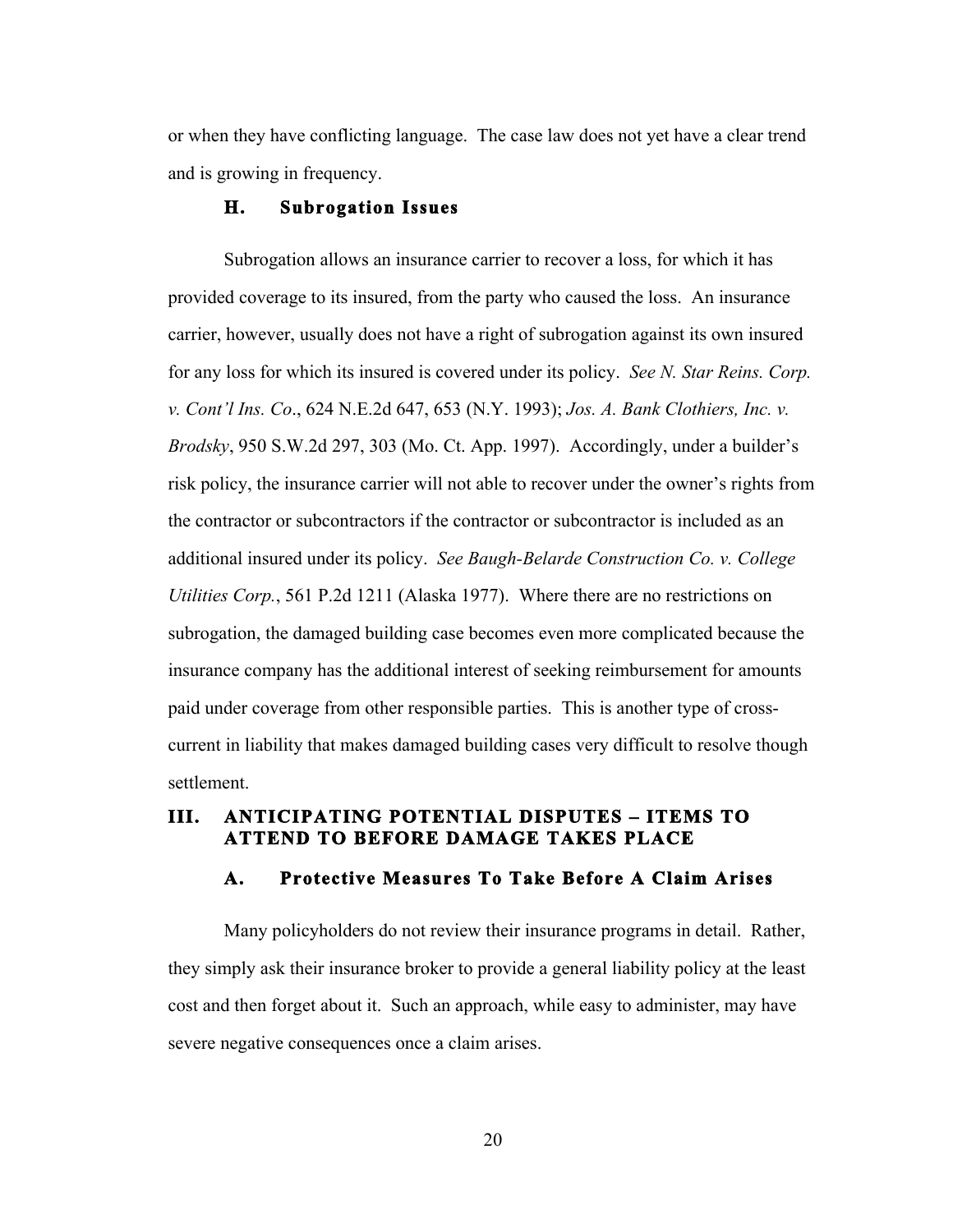or when they have conflicting language. The case law does not yet have a clear trend and is growing in frequency.

### H. Subrogation Issues

Subrogation allows an insurance carrier to recover a loss, for which it has provided coverage to its insured, from the party who caused the loss. An insurance carrier, however, usually does not have a right of subrogation against its own insured for any loss for which its insured is covered under its policy. *See N. Star Reins. Corp. v. Cont'l Ins. Co*., 624 N.E.2d 647, 653 (N.Y. 1993); *Jos. A. Bank Clothiers, Inc. v. Brodsky*, 950 S.W.2d 297, 303 (Mo. Ct. App. 1997). Accordingly, under a builder's risk policy, the insurance carrier will not able to recover under the owner's rights from the contractor or subcontractors if the contractor or subcontractor is included as an additional insured under its policy. *See Baugh-Belarde Construction Co. v. College Utilities Corp.*, 561 P.2d 1211 (Alaska 1977). Where there are no restrictions on subrogation, the damaged building case becomes even more complicated because the insurance company has the additional interest of seeking reimbursement for amounts paid under coverage from other responsible parties. This is another type of cross-current in liability that makes damaged building cases very difficult to resolve though settlement.

## III. ANTICIPATING POTENTIAL DISPUTES – ITEMS TO ATTEND TO BEFORE DAMAGE TAKES PLACE

### A. Protective Measures To Take Before A Claim Arises

Many policyholders do not review their insurance programs in detail. Rather, they simply ask their insurance broker to provide a general liability policy at the least cost and then forget about it. Such an approach, while easy to administer, may have severe negative consequences once a claim arises.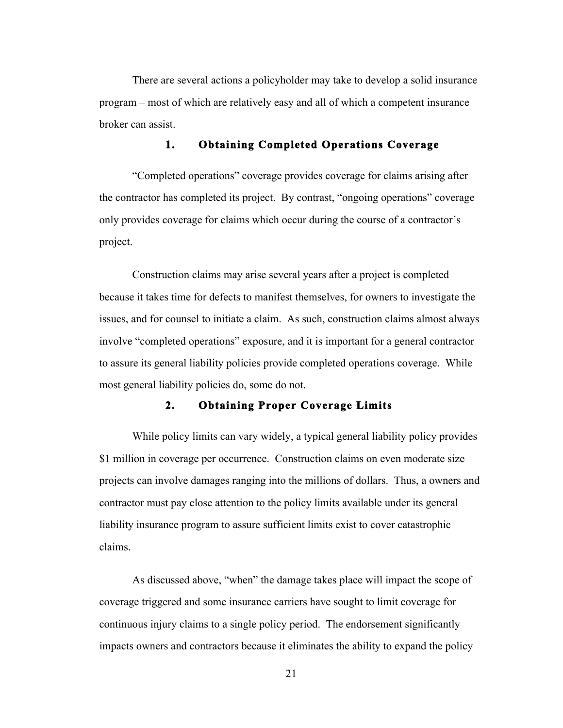There are several actions a policyholder may take to develop a solid insurance program – most of which are relatively easy and all of which a competent insurance broker can assist.

### 1. Obtaining Completed Operations Coverage

"Completed operations" coverage provides coverage for claims arising after the contractor has completed its project. By contrast, "ongoing operations" coverage only provides coverage for claims which occur during the course of a contractor's project.

Construction claims may arise several years after a project is completed because it takes time for defects to manifest themselves, for owners to investigate the issues, and for counsel to initiate a claim. As such, construction claims almost always involve "completed operations" exposure, and it is important for a general contractor to assure its general liability policies provide completed operations coverage. While most general liability policies do, some do not.

### 2. Obtaining Proper Coverage Limits

While policy limits can vary widely, a typical general liability policy provides $1 million in coverage per occurrence. Construction claims on even moderate size projects can involve damages ranging into the millions of dollars. Thus, a owners and contractor must pay close attention to the policy limits available under its general liability insurance program to assure sufficient limits exist to cover catastrophic claims.

As discussed above, "when" the damage takes place will impact the scope of coverage triggered and some insurance carriers have sought to limit coverage for continuous injury claims to a single policy period. The endorsement significantly impacts owners and contractors because it eliminates the ability to expand the policy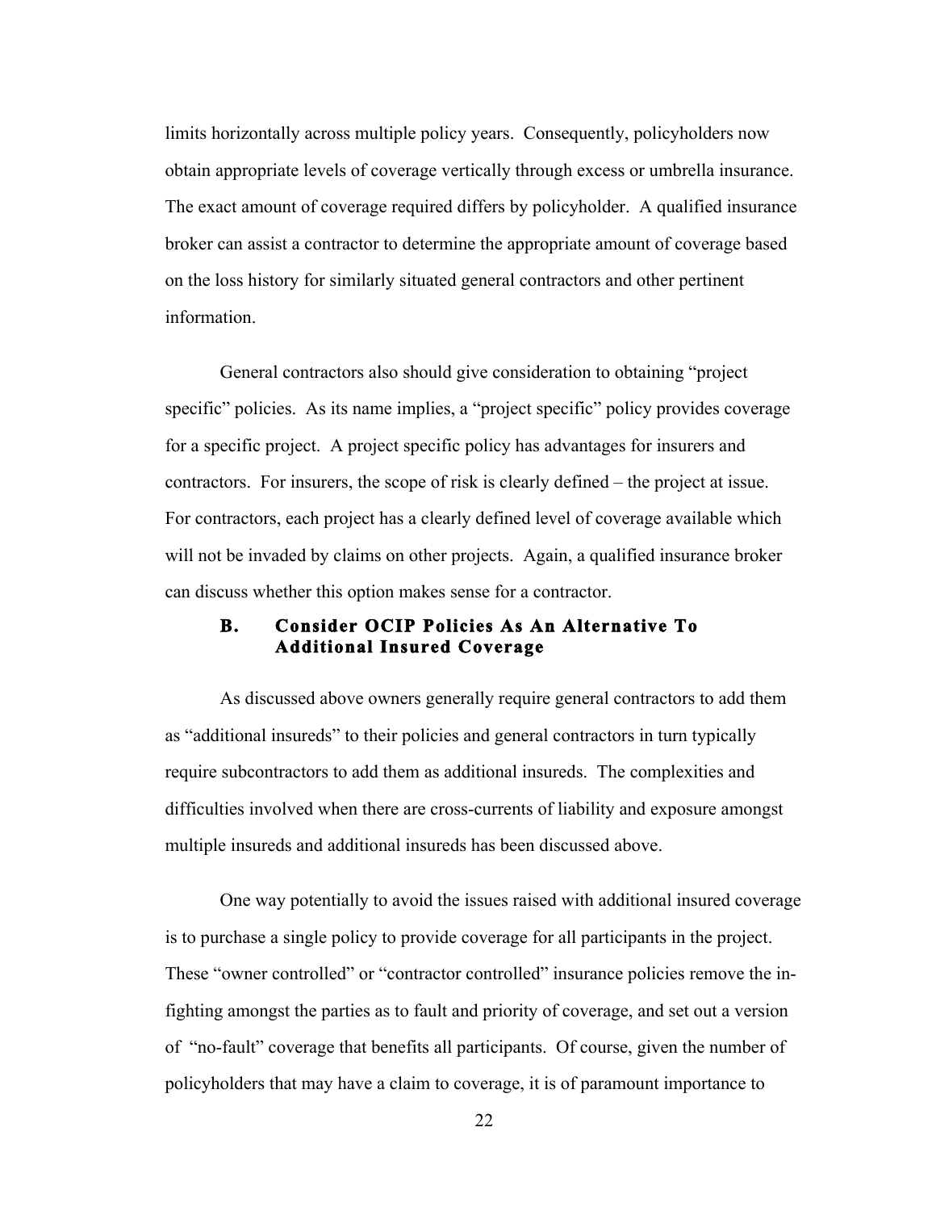limits horizontally across multiple policy years. Consequently, policyholders now obtain appropriate levels of coverage vertically through excess or umbrella insurance. The exact amount of coverage required differs by policyholder. A qualified insurance broker can assist a contractor to determine the appropriate amount of coverage based on the loss history for similarly situated general contractors and other pertinent information.

General contractors also should give consideration to obtaining "project specific" policies. As its name implies, a "project specific" policy provides coverage for a specific project. A project specific policy has advantages for insurers and contractors. For insurers, the scope of risk is clearly defined – the project at issue. For contractors, each project has a clearly defined level of coverage available which will not be invaded by claims on other projects. Again, a qualified insurance broker can discuss whether this option makes sense for a contractor.

### B. Consider OCIP Policies As An Alternative To Additional Insured Coverage

As discussed above owners generally require general contractors to add them as "additional insureds" to their policies and general contractors in turn typically require subcontractors to add them as additional insureds. The complexities and difficulties involved when there are cross-currents of liability and exposure amongst multiple insureds and additional insureds has been discussed above.

One way potentially to avoid the issues raised with additional insured coverage is to purchase a single policy to provide coverage for all participants in the project. These "owner controlled" or "contractor controlled" insurance policies remove the in-fighting amongst the parties as to fault and priority of coverage, and set out a version of "no-fault" coverage that benefits all participants. Of course, given the number of policyholders that may have a claim to coverage, it is of paramount importance to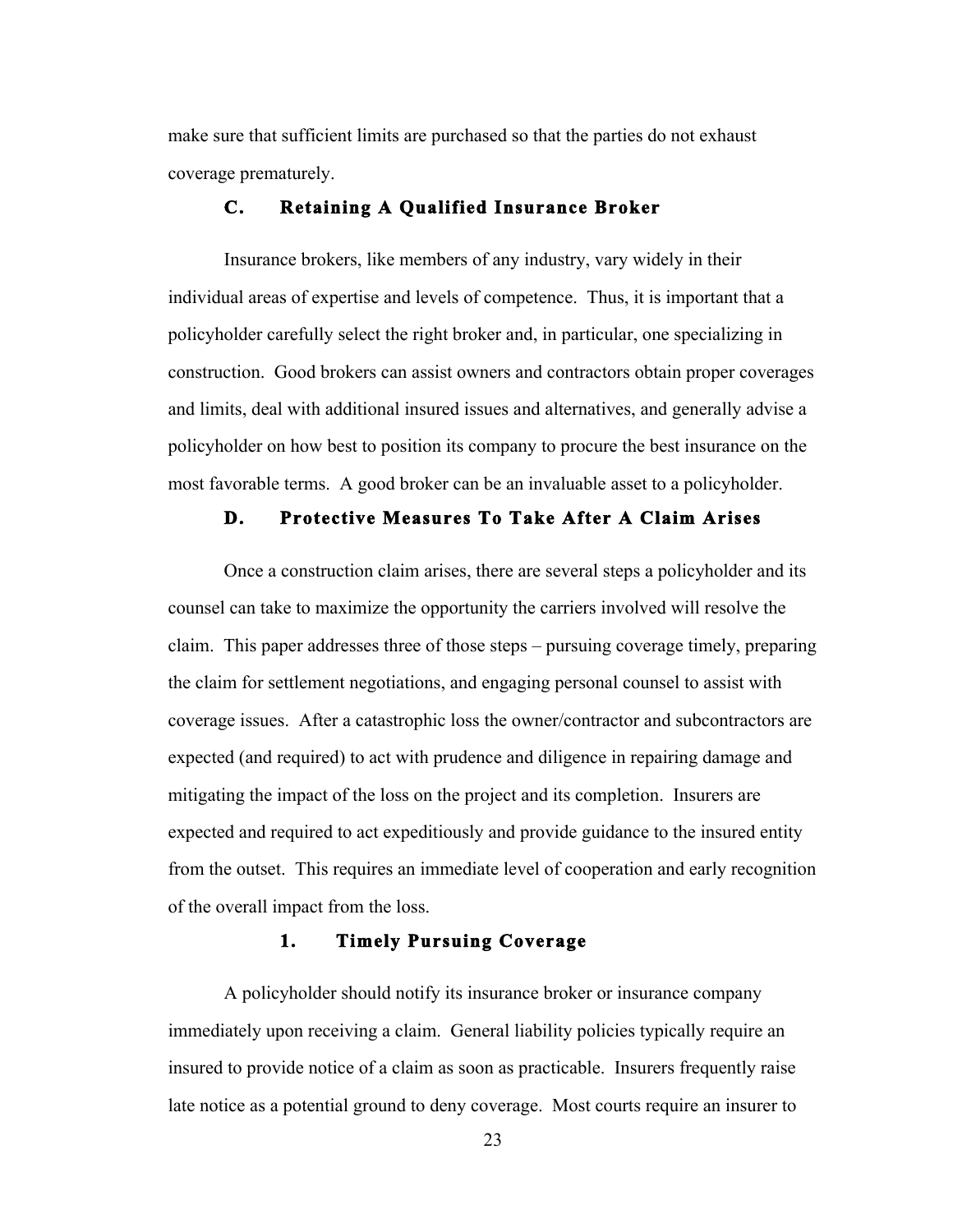make sure that sufficient limits are purchased so that the parties do not exhaust coverage prematurely.

### C. Retaining A Qualified Insurance Broker

Insurance brokers, like members of any industry, vary widely in their individual areas of expertise and levels of competence. Thus, it is important that a policyholder carefully select the right broker and, in particular, one specializing in construction. Good brokers can assist owners and contractors obtain proper coverages and limits, deal with additional insured issues and alternatives, and generally advise a policyholder on how best to position its company to procure the best insurance on the most favorable terms. A good broker can be an invaluable asset to a policyholder.

### D. Protective Measures To Take After A Claim Arises

Once a construction claim arises, there are several steps a policyholder and its counsel can take to maximize the opportunity the carriers involved will resolve the claim. This paper addresses three of those steps – pursuing coverage timely, preparing the claim for settlement negotiations, and engaging personal counsel to assist with coverage issues. After a catastrophic loss the owner/contractor and subcontractors are expected (and required) to act with prudence and diligence in repairing damage and mitigating the impact of the loss on the project and its completion. Insurers are expected and required to act expeditiously and provide guidance to the insured entity from the outset. This requires an immediate level of cooperation and early recognition of the overall impact from the loss.

#### 1. Timely Pursuing Coverage

A policyholder should notify its insurance broker or insurance company immediately upon receiving a claim. General liability policies typically require an insured to provide notice of a claim as soon as practicable. Insurers frequently raise late notice as a potential ground to deny coverage. Most courts require an insurer to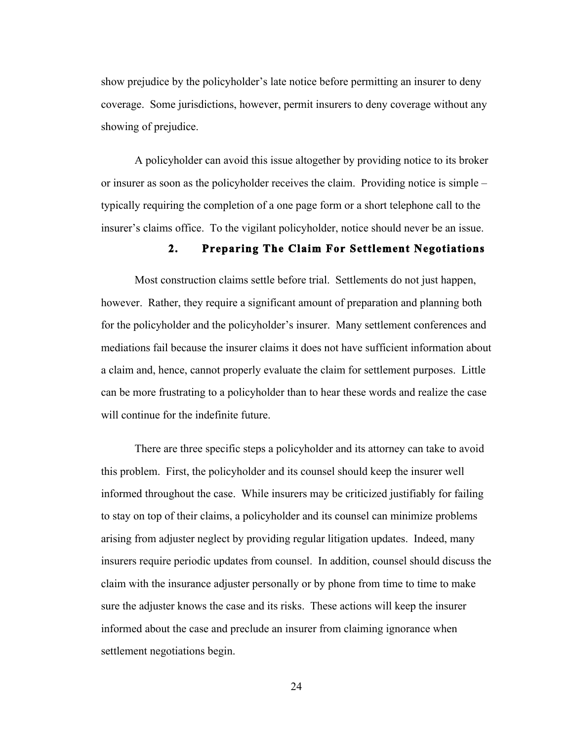show prejudice by the policyholder's late notice before permitting an insurer to deny coverage. Some jurisdictions, however, permit insurers to deny coverage without any showing of prejudice.

A policyholder can avoid this issue altogether by providing notice to its broker or insurer as soon as the policyholder receives the claim. Providing notice is simple – typically requiring the completion of a one page form or a short telephone call to the insurer's claims office. To the vigilant policyholder, notice should never be an issue.

### 2. Preparing The Claim For Settlement Negotiations

Most construction claims settle before trial. Settlements do not just happen, however. Rather, they require a significant amount of preparation and planning both for the policyholder and the policyholder's insurer. Many settlement conferences and mediations fail because the insurer claims it does not have sufficient information about a claim and, hence, cannot properly evaluate the claim for settlement purposes. Little can be more frustrating to a policyholder than to hear these words and realize the case will continue for the indefinite future.

There are three specific steps a policyholder and its attorney can take to avoid this problem. First, the policyholder and its counsel should keep the insurer well informed throughout the case. While insurers may be criticized justifiably for failing to stay on top of their claims, a policyholder and its counsel can minimize problems arising from adjuster neglect by providing regular litigation updates. Indeed, many insurers require periodic updates from counsel. In addition, counsel should discuss the claim with the insurance adjuster personally or by phone from time to time to make sure the adjuster knows the case and its risks. These actions will keep the insurer informed about the case and preclude an insurer from claiming ignorance when settlement negotiations begin.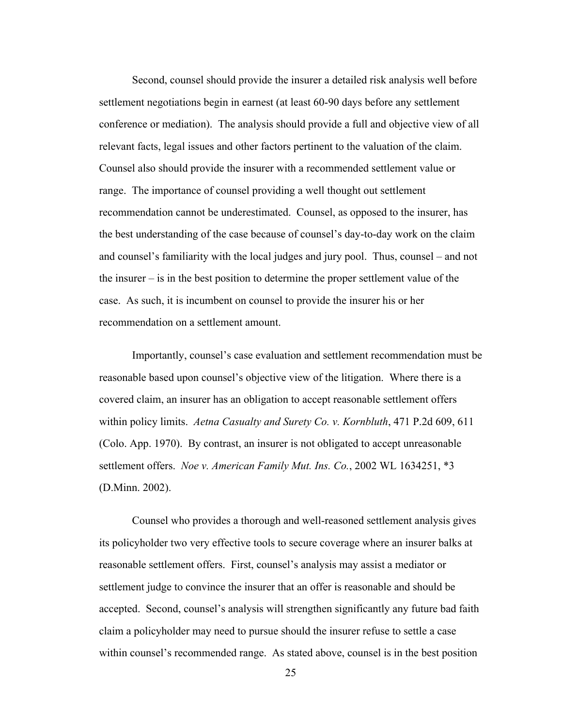Second, counsel should provide the insurer a detailed risk analysis well before settlement negotiations begin in earnest (at least 60-90 days before any settlement conference or mediation). The analysis should provide a full and objective view of all relevant facts, legal issues and other factors pertinent to the valuation of the claim. Counsel also should provide the insurer with a recommended settlement value or range. The importance of counsel providing a well thought out settlement recommendation cannot be underestimated. Counsel, as opposed to the insurer, has the best understanding of the case because of counsel's day-to-day work on the claim and counsel's familiarity with the local judges and jury pool. Thus, counsel – and not the insurer – is in the best position to determine the proper settlement value of the case. As such, it is incumbent on counsel to provide the insurer his or her recommendation on a settlement amount.

Importantly, counsel's case evaluation and settlement recommendation must be reasonable based upon counsel's objective view of the litigation. Where there is a covered claim, an insurer has an obligation to accept reasonable settlement offers within policy limits. *Aetna Casualty and Surety Co. v. Kornbluth*, 471 P.2d 609, 611 (Colo. App. 1970). By contrast, an insurer is not obligated to accept unreasonable settlement offers. *Noe v. American Family Mut. Ins. Co.*, 2002 WL 1634251, *3 (D.Minn. 2002).

Counsel who provides a thorough and well-reasoned settlement analysis gives its policyholder two very effective tools to secure coverage where an insurer balks at reasonable settlement offers. First, counsel's analysis may assist a mediator or settlement judge to convince the insurer that an offer is reasonable and should be accepted. Second, counsel's analysis will strengthen significantly any future bad faith claim a policyholder may need to pursue should the insurer refuse to settle a case within counsel's recommended range. As stated above, counsel is in the best position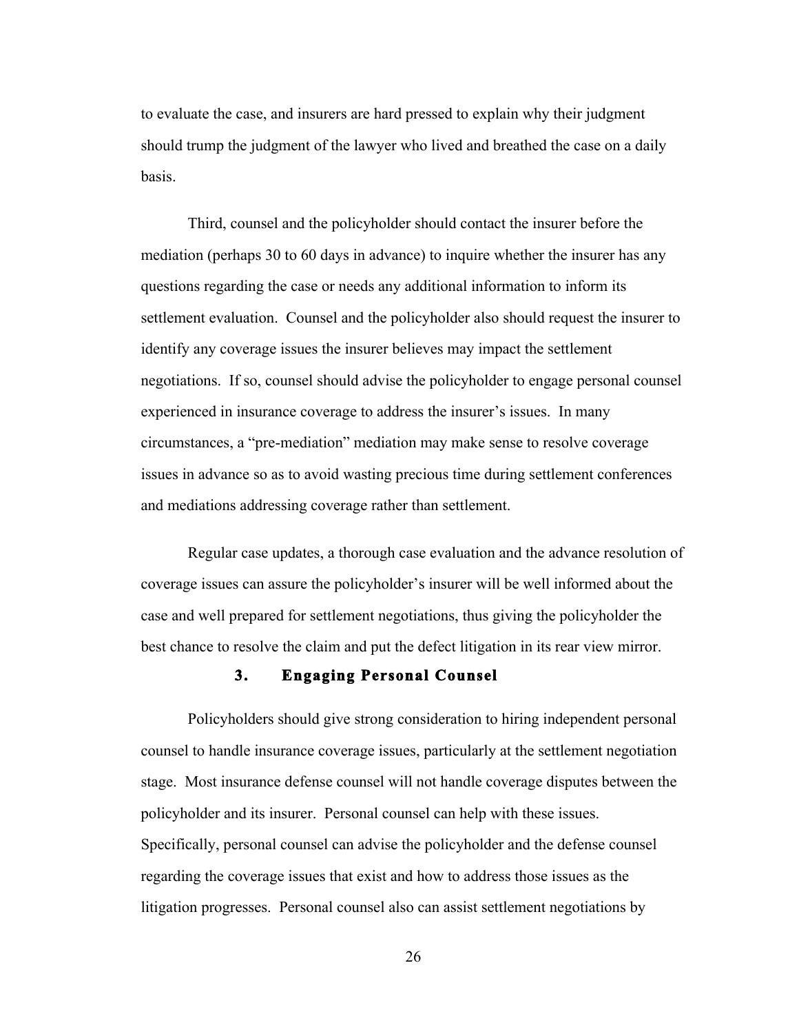to evaluate the case, and insurers are hard pressed to explain why their judgment should trump the judgment of the lawyer who lived and breathed the case on a daily basis.

Third, counsel and the policyholder should contact the insurer before the mediation (perhaps 30 to 60 days in advance) to inquire whether the insurer has any questions regarding the case or needs any additional information to inform its settlement evaluation. Counsel and the policyholder also should request the insurer to identify any coverage issues the insurer believes may impact the settlement negotiations. If so, counsel should advise the policyholder to engage personal counsel experienced in insurance coverage to address the insurer's issues. In many circumstances, a "pre-mediation" mediation may make sense to resolve coverage issues in advance so as to avoid wasting precious time during settlement conferences and mediations addressing coverage rather than settlement.

Regular case updates, a thorough case evaluation and the advance resolution of coverage issues can assure the policyholder's insurer will be well informed about the case and well prepared for settlement negotiations, thus giving the policyholder the best chance to resolve the claim and put the defect litigation in its rear view mirror.

### 3. Engaging Personal Counsel

Policyholders should give strong consideration to hiring independent personal counsel to handle insurance coverage issues, particularly at the settlement negotiation stage. Most insurance defense counsel will not handle coverage disputes between the policyholder and its insurer. Personal counsel can help with these issues. Specifically, personal counsel can advise the policyholder and the defense counsel regarding the coverage issues that exist and how to address those issues as the litigation progresses. Personal counsel also can assist settlement negotiations by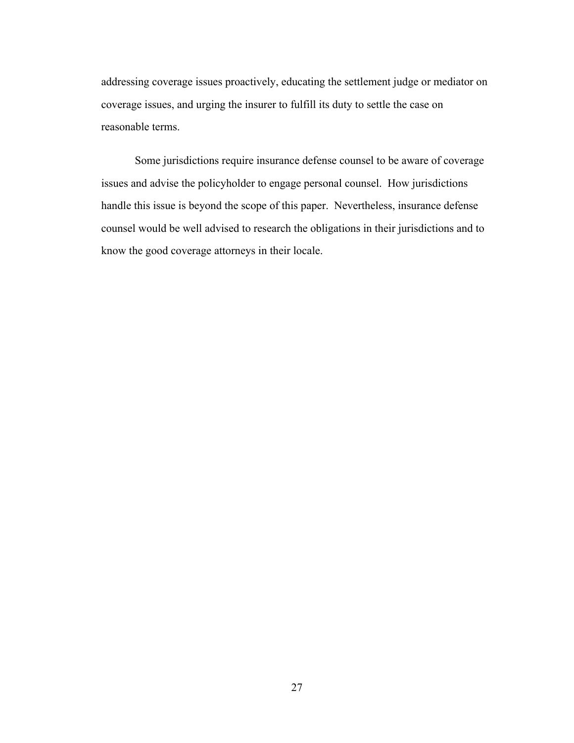addressing coverage issues proactively, educating the settlement judge or mediator on coverage issues, and urging the insurer to fulfill its duty to settle the case on reasonable terms.

Some jurisdictions require insurance defense counsel to be aware of coverage issues and advise the policyholder to engage personal counsel. How jurisdictions handle this issue is beyond the scope of this paper. Nevertheless, insurance defense counsel would be well advised to research the obligations in their jurisdictions and to know the good coverage attorneys in their locale.